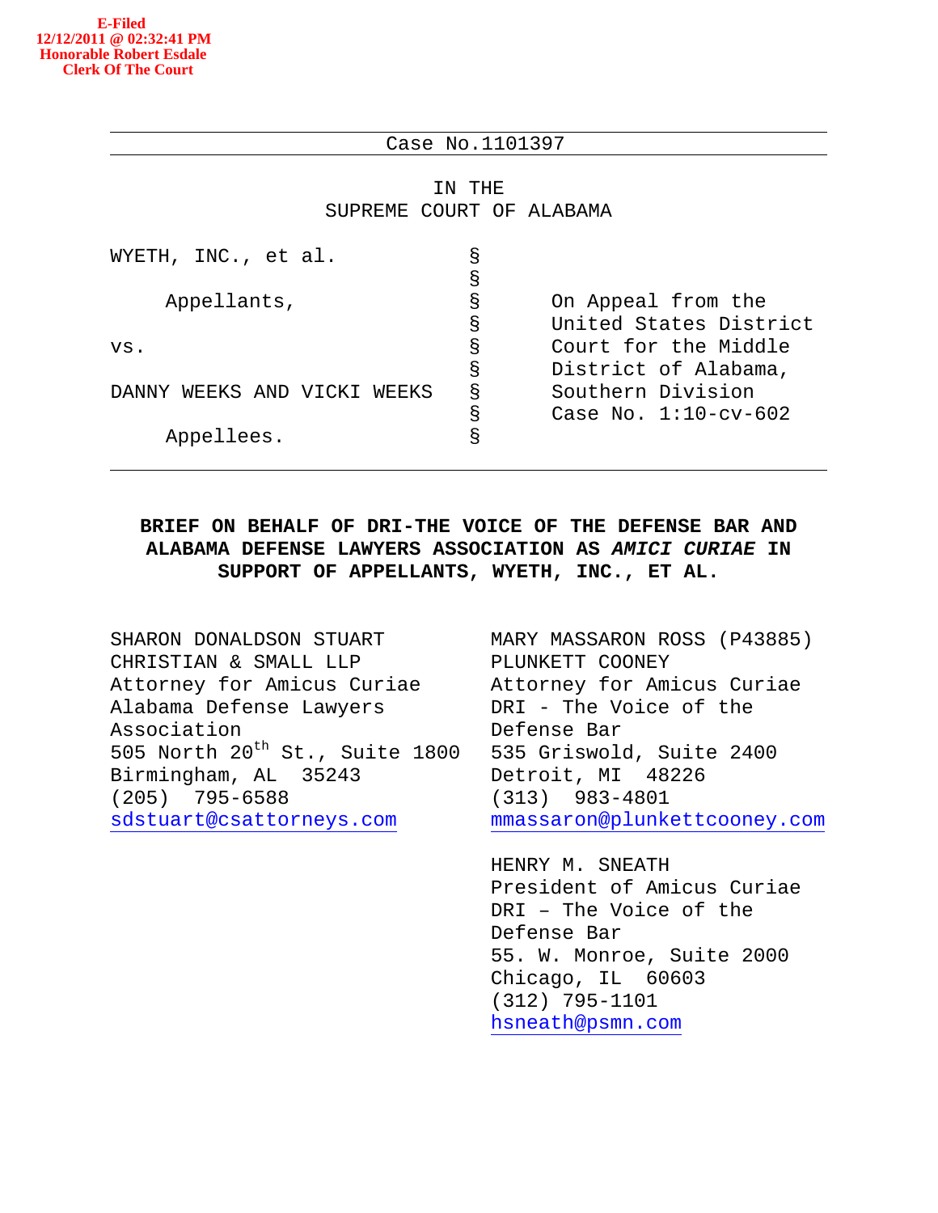E-Filed
12/12/2011 @ 02:32:41 PM
Honorable Robert Esdale
Clerk Of The Court

Case No.1101397

IN THE
SUPREME COURT OF ALABAMA

| | | |
|---|---|---|
| WYETH, INC., et al. | § | |
| | § | |
| Appellants, | § | On Appeal from the |
| | § | United States District |
| vs. | § | Court for the Middle |
| | § | District of Alabama, |
| DANNY WEEKS AND VICKI WEEKS | § | Southern Division |
| | § | Case No. 1:10-cv-602 |
| Appellees. | § | |

**BRIEF ON BEHALF OF DRI-THE VOICE OF THE DEFENSE BAR AND ALABAMA DEFENSE LAWYERS ASSOCIATION AS *AMICI CURIAE* IN SUPPORT OF APPELLANTS, WYETH, INC., ET AL.**

SHARON DONALDSON STUART
CHRISTIAN & SMALL LLP
Attorney for Amicus Curiae
Alabama Defense Lawyers Association
505 North 20th St., Suite 1800
Birmingham, AL 35243
(205) 795-6588
sdstuart@csattorneys.com

MARY MASSARON ROSS (P43885)
PLUNKETT COONEY
Attorney for Amicus Curiae
DRI - The Voice of the Defense Bar
535 Griswold, Suite 2400
Detroit, MI 48226
(313) 983-4801
mmassaron@plunkettcooney.com

HENRY M. SNEATH
President of Amicus Curiae
DRI – The Voice of the Defense Bar
55. W. Monroe, Suite 2000
Chicago, IL 60603
(312) 795-1101
hsneath@psmn.com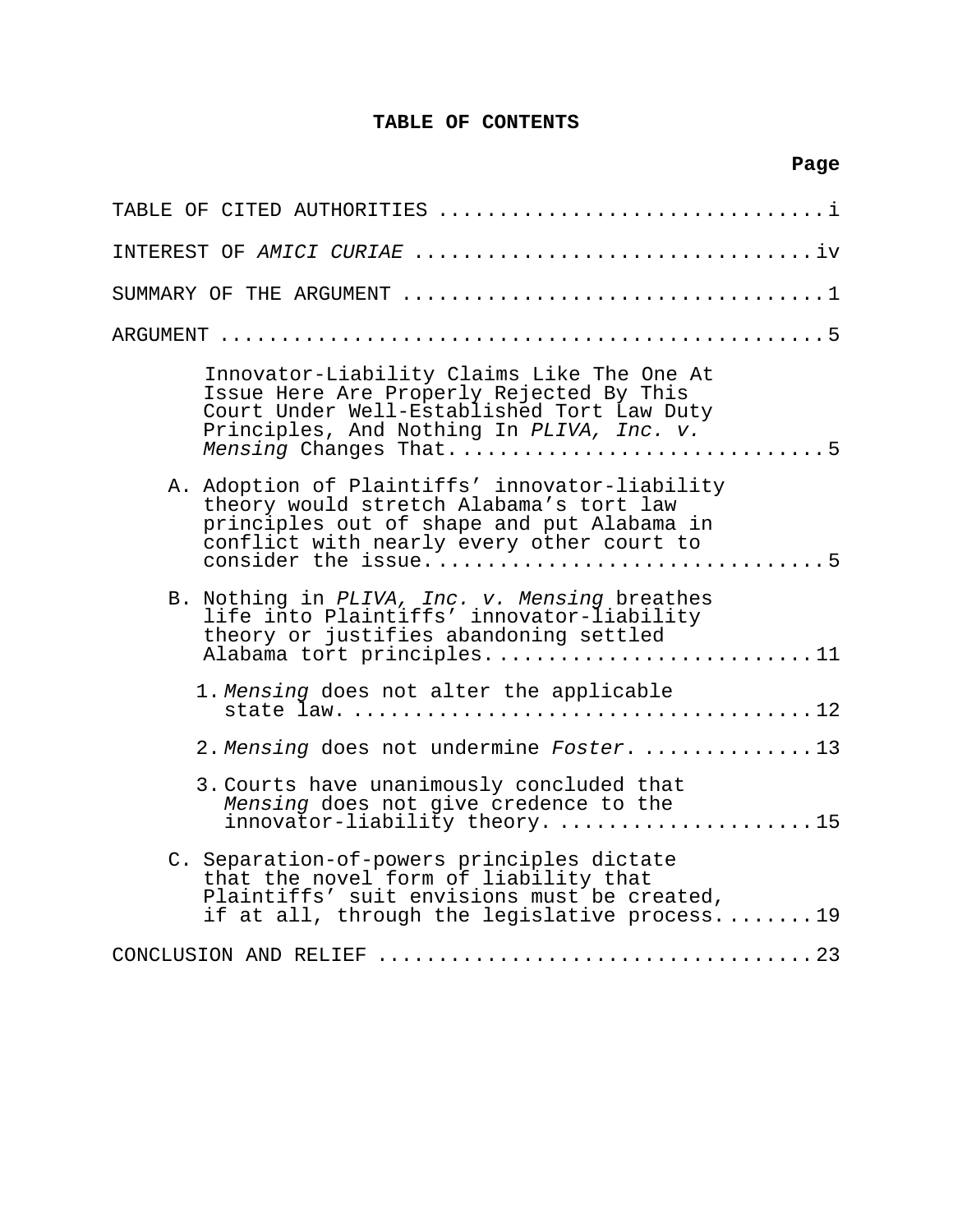# TABLE OF CONTENTS

| | Page |
|---|---|
| TABLE OF CITED AUTHORITIES | i |
| INTEREST OF *AMICI CURIAE* | iv |
| SUMMARY OF THE ARGUMENT | 1 |
| ARGUMENT | 5 |
| Innovator-Liability Claims Like The One At Issue Here Are Properly Rejected By This Court Under Well-Established Tort Law Duty Principles, And Nothing In *PLIVA, Inc. v. Mensing* Changes That. | 5 |
| A. Adoption of Plaintiffs' innovator-liability theory would stretch Alabama's tort law principles out of shape and put Alabama in conflict with nearly every other court to consider the issue. | 5 |
| B. Nothing in *PLIVA, Inc. v. Mensing* breathes life into Plaintiffs' innovator-liability theory or justifies abandoning settled Alabama tort principles. | 11 |
| 1. *Mensing* does not alter the applicable state law. | 12 |
| 2. *Mensing* does not undermine *Foster*. | 13 |
| 3. Courts have unanimously concluded that *Mensing* does not give credence to the innovator-liability theory. | 15 |
| C. Separation-of-powers principles dictate that the novel form of liability that Plaintiffs' suit envisions must be created, if at all, through the legislative process. | 19 |
| CONCLUSION AND RELIEF | 23 |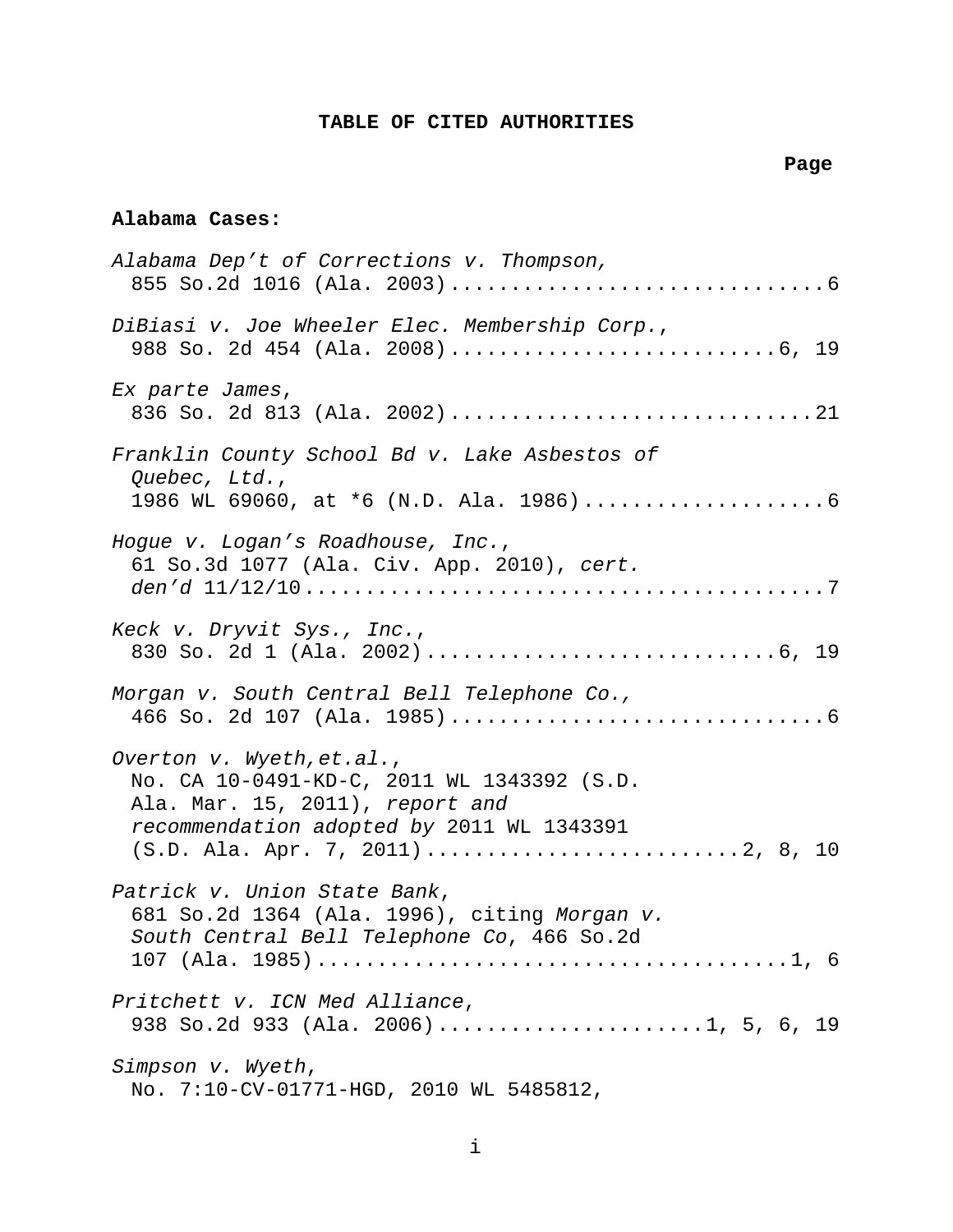**TABLE OF CITED AUTHORITIES**

**Page**

**Alabama Cases:**

*Alabama Dep't of Corrections v. Thompson,* 855 So.2d 1016 (Ala. 2003)..............................6

*DiBiasi v. Joe Wheeler Elec. Membership Corp.*, 988 So. 2d 454 (Ala. 2008)..........................6, 19

*Ex parte James*, 836 So. 2d 813 (Ala. 2002).............................21

*Franklin County School Bd v. Lake Asbestos of Quebec, Ltd.*, 1986 WL 69060, at *6 (N.D. Ala. 1986)....................6

*Hogue v. Logan's Roadhouse, Inc.*, 61 So.3d 1077 (Ala. Civ. App. 2010), *cert. den'd* 11/12/10..........................................7

*Keck v. Dryvit Sys., Inc.*, 830 So. 2d 1 (Ala. 2002)............................6, 19

*Morgan v. South Central Bell Telephone Co.,* 466 So. 2d 107 (Ala. 1985)..............................6

*Overton v. Wyeth,et.al.*, No. CA 10-0491-KD-C, 2011 WL 1343392 (S.D. Ala. Mar. 15, 2011), *report and recommendation adopted by* 2011 WL 1343391 (S.D. Ala. Apr. 7, 2011).........................2, 8, 10

*Patrick v. Union State Bank*, 681 So.2d 1364 (Ala. 1996), citing *Morgan v. South Central Bell Telephone Co*, 466 So.2d 107 (Ala. 1985).......................................1, 6

*Pritchett v. ICN Med Alliance*, 938 So.2d 933 (Ala. 2006).....................1, 5, 6, 19

*Simpson v. Wyeth*, No. 7:10-CV-01771-HGD, 2010 WL 5485812,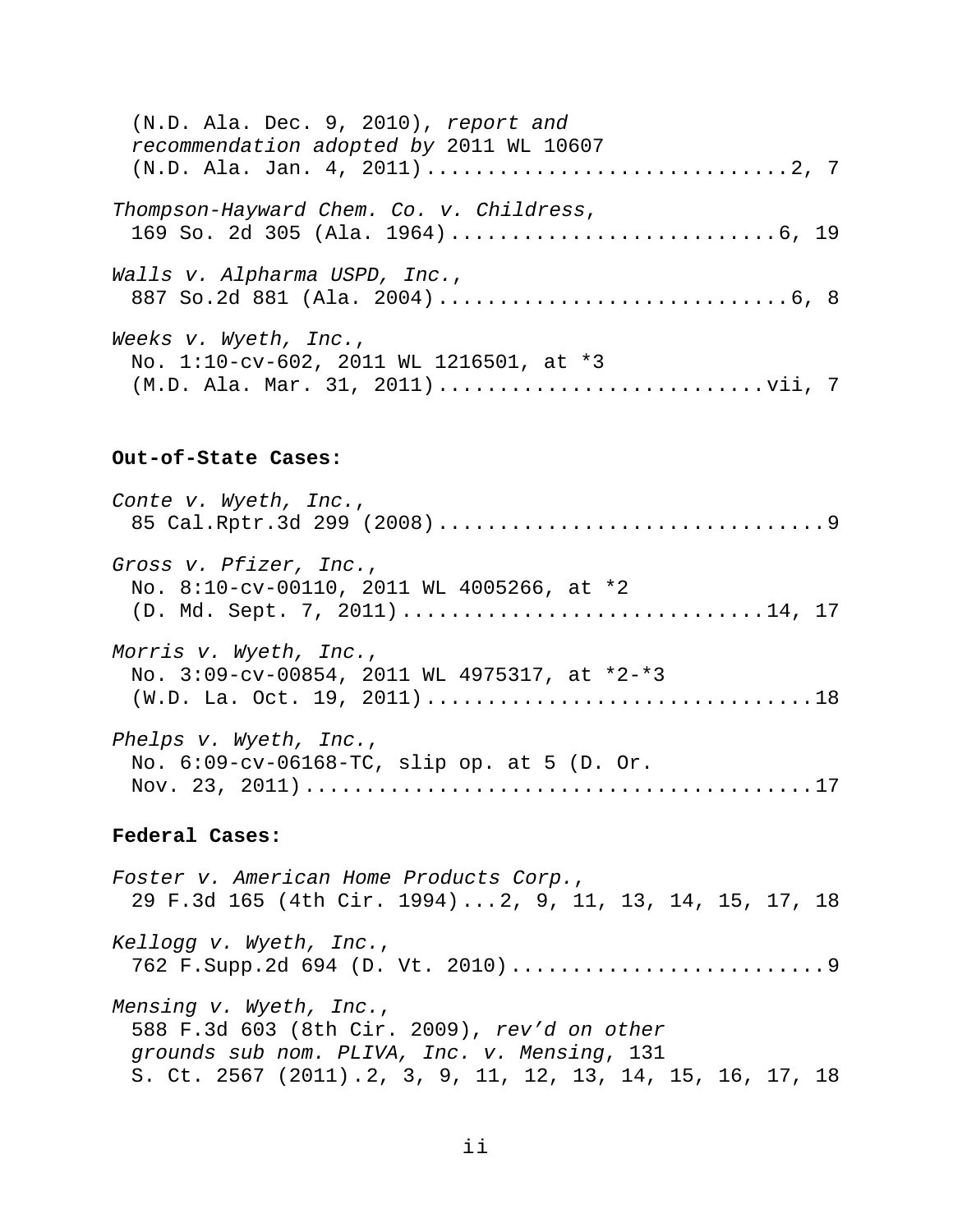(N.D. Ala. Dec. 9, 2010), *report and recommendation adopted by* 2011 WL 10607 (N.D. Ala. Jan. 4, 2011)..............................2, 7

*Thompson-Hayward Chem. Co. v. Childress*, 169 So. 2d 305 (Ala. 1964)...........................6, 19

*Walls v. Alpharma USPD, Inc.*, 887 So.2d 881 (Ala. 2004).............................6, 8

*Weeks v. Wyeth, Inc.*, No. 1:10-cv-602, 2011 WL 1216501, at *3 (M.D. Ala. Mar. 31, 2011)...........................vii, 7

**Out-of-State Cases:**

*Conte v. Wyeth, Inc.*, 85 Cal.Rptr.3d 299 (2008)................................9

*Gross v. Pfizer, Inc.*, No. 8:10-cv-00110, 2011 WL 4005266, at *2 (D. Md. Sept. 7, 2011).............................14, 17

*Morris v. Wyeth, Inc.*, No. 3:09-cv-00854, 2011 WL 4975317, at *2-*3 (W.D. La. Oct. 19, 2011)...............................18

*Phelps v. Wyeth, Inc.*, No. 6:09-cv-06168-TC, slip op. at 5 (D. Or. Nov. 23, 2011).........................................17

**Federal Cases:**

*Foster v. American Home Products Corp.*, 29 F.3d 165 (4th Cir. 1994)...2, 9, 11, 13, 14, 15, 17, 18

*Kellogg v. Wyeth, Inc.*, 762 F.Supp.2d 694 (D. Vt. 2010).........................9

*Mensing v. Wyeth, Inc.*, 588 F.3d 603 (8th Cir. 2009), *rev'd on other grounds sub nom. PLIVA, Inc. v. Mensing*, 131 S. Ct. 2567 (2011).2, 3, 9, 11, 12, 13, 14, 15, 16, 17, 18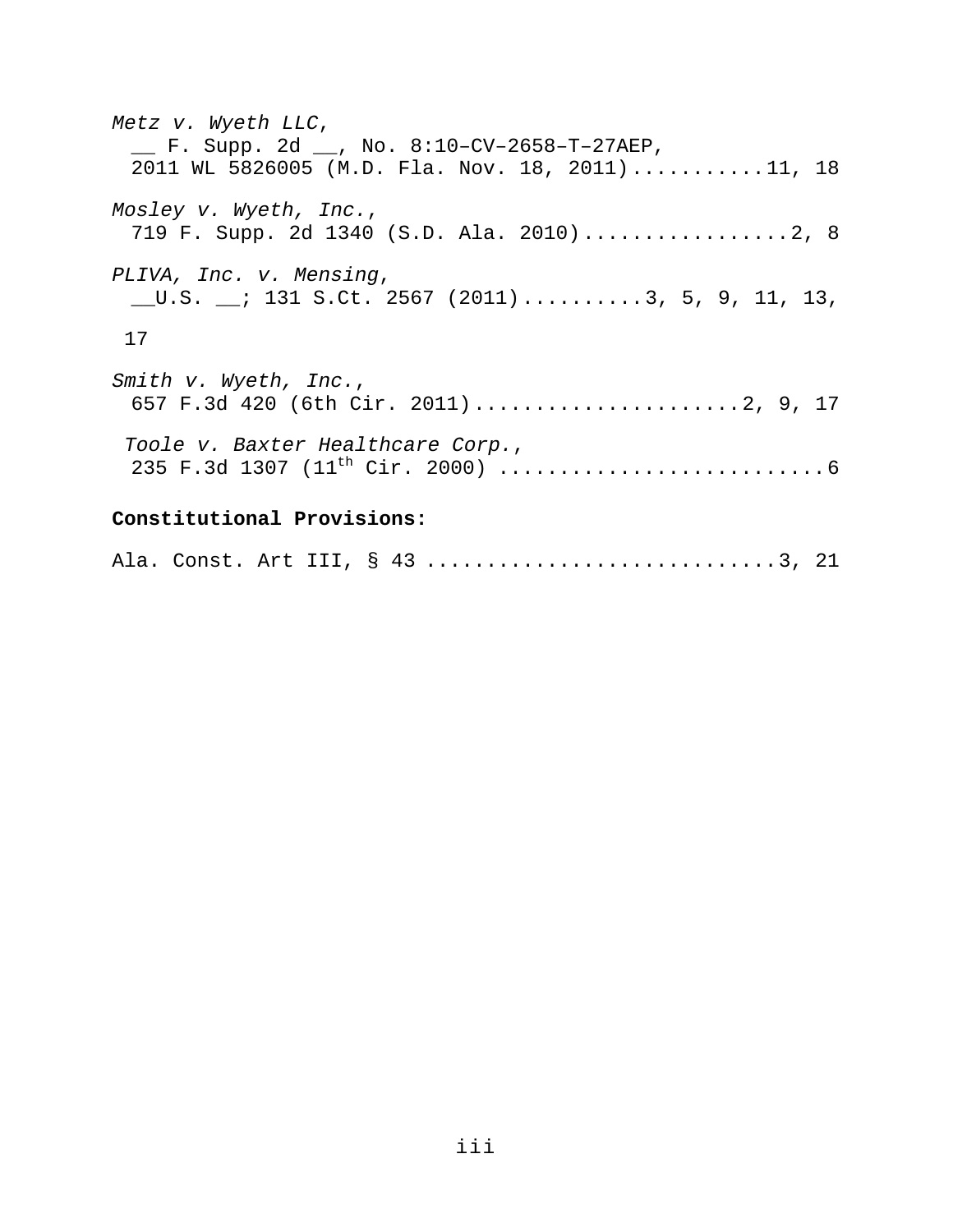*Metz v. Wyeth LLC*,
__ F. Supp. 2d __, No. 8:10–CV–2658–T–27AEP,
2011 WL 5826005 (M.D. Fla. Nov. 18, 2011)...........11, 18

*Mosley v. Wyeth, Inc.*,
719 F. Supp. 2d 1340 (S.D. Ala. 2010).................2, 8

*PLIVA, Inc. v. Mensing*,
__U.S. __; 131 S.Ct. 2567 (2011)..........3, 5, 9, 11, 13, 17

*Smith v. Wyeth, Inc.*,
657 F.3d 420 (6th Cir. 2011)......................2, 9, 17

*Toole v. Baxter Healthcare Corp.*,
235 F.3d 1307 (11th Cir. 2000) ..........................6

**Constitutional Provisions:**

Ala. Const. Art III, § 43 ............................3, 21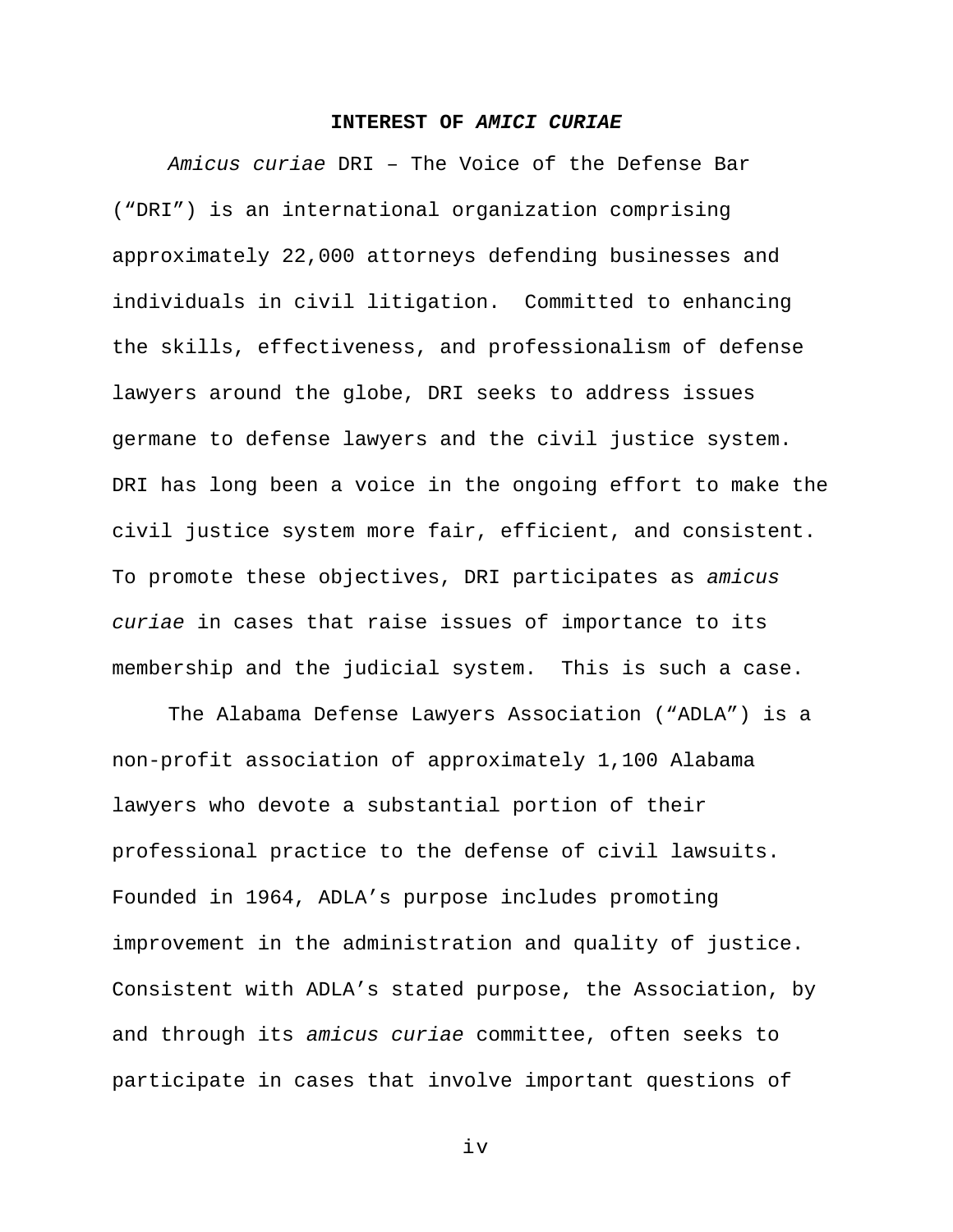## INTEREST OF *AMICI CURIAE*

*Amicus curiae* DRI – The Voice of the Defense Bar ("DRI") is an international organization comprising approximately 22,000 attorneys defending businesses and individuals in civil litigation. Committed to enhancing the skills, effectiveness, and professionalism of defense lawyers around the globe, DRI seeks to address issues germane to defense lawyers and the civil justice system. DRI has long been a voice in the ongoing effort to make the civil justice system more fair, efficient, and consistent. To promote these objectives, DRI participates as *amicus curiae* in cases that raise issues of importance to its membership and the judicial system. This is such a case.

The Alabama Defense Lawyers Association ("ADLA") is a non-profit association of approximately 1,100 Alabama lawyers who devote a substantial portion of their professional practice to the defense of civil lawsuits. Founded in 1964, ADLA's purpose includes promoting improvement in the administration and quality of justice. Consistent with ADLA's stated purpose, the Association, by and through its *amicus curiae* committee, often seeks to participate in cases that involve important questions of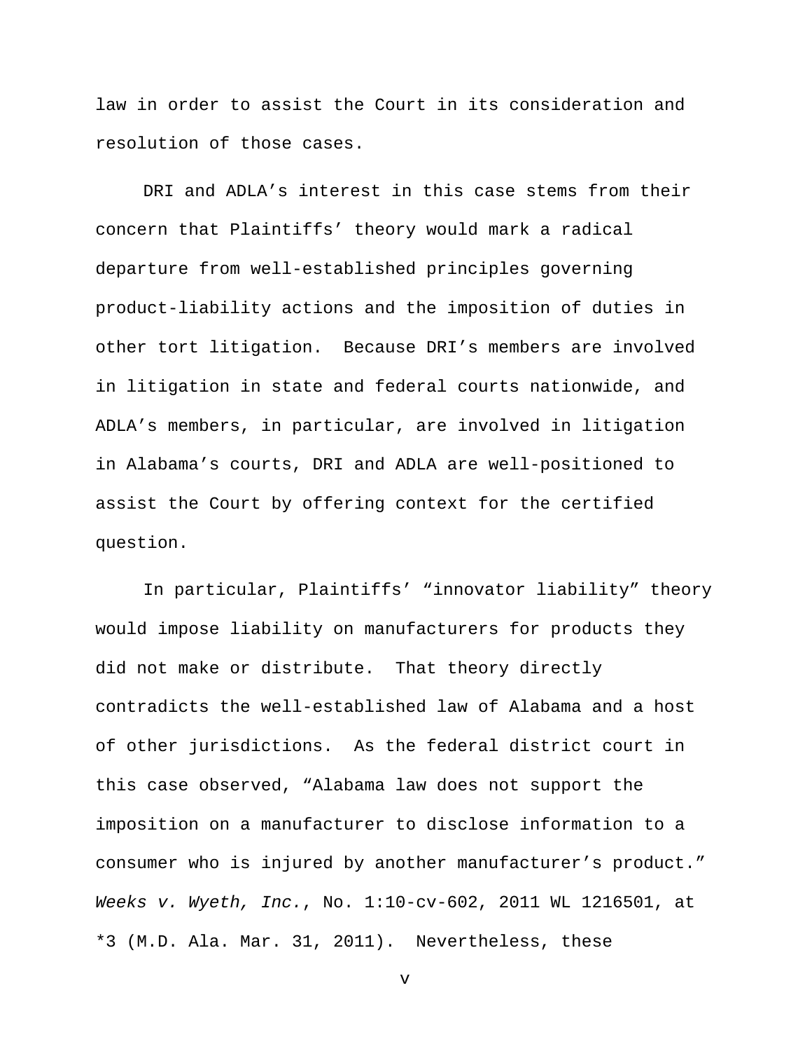law in order to assist the Court in its consideration and resolution of those cases.

DRI and ADLA's interest in this case stems from their concern that Plaintiffs' theory would mark a radical departure from well-established principles governing product-liability actions and the imposition of duties in other tort litigation. Because DRI's members are involved in litigation in state and federal courts nationwide, and ADLA's members, in particular, are involved in litigation in Alabama's courts, DRI and ADLA are well-positioned to assist the Court by offering context for the certified question.

In particular, Plaintiffs' "innovator liability" theory would impose liability on manufacturers for products they did not make or distribute. That theory directly contradicts the well-established law of Alabama and a host of other jurisdictions. As the federal district court in this case observed, "Alabama law does not support the imposition on a manufacturer to disclose information to a consumer who is injured by another manufacturer's product." *Weeks v. Wyeth, Inc.*, No. 1:10-cv-602, 2011 WL 1216501, at *3 (M.D. Ala. Mar. 31, 2011). Nevertheless, these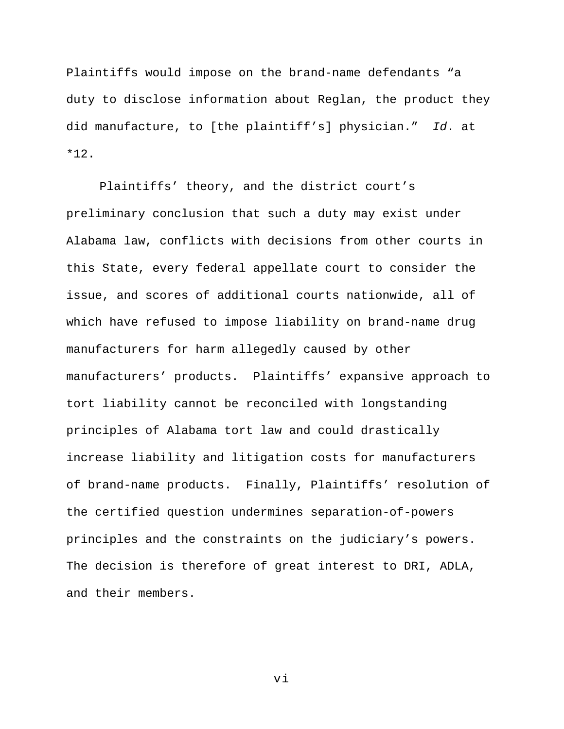Plaintiffs would impose on the brand-name defendants "a duty to disclose information about Reglan, the product they did manufacture, to [the plaintiff's] physician." *Id*. at *12.

Plaintiffs' theory, and the district court's preliminary conclusion that such a duty may exist under Alabama law, conflicts with decisions from other courts in this State, every federal appellate court to consider the issue, and scores of additional courts nationwide, all of which have refused to impose liability on brand-name drug manufacturers for harm allegedly caused by other manufacturers' products. Plaintiffs' expansive approach to tort liability cannot be reconciled with longstanding principles of Alabama tort law and could drastically increase liability and litigation costs for manufacturers of brand-name products. Finally, Plaintiffs' resolution of the certified question undermines separation-of-powers principles and the constraints on the judiciary's powers. The decision is therefore of great interest to DRI, ADLA, and their members.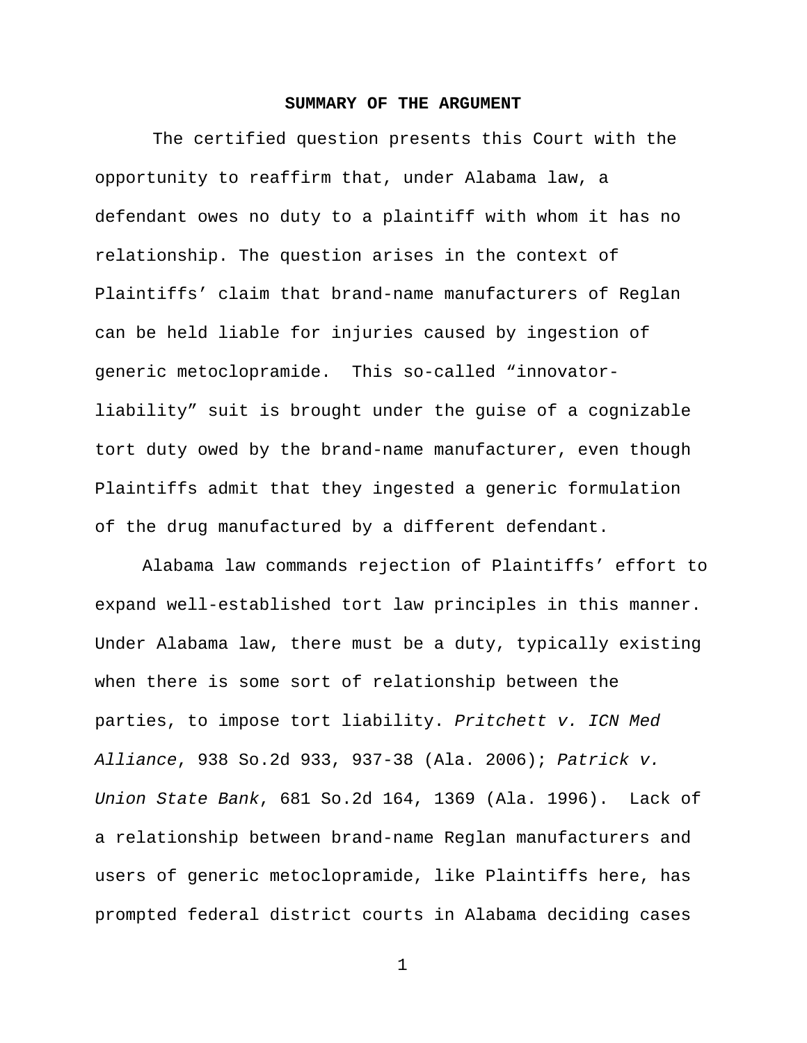## SUMMARY OF THE ARGUMENT

The certified question presents this Court with the opportunity to reaffirm that, under Alabama law, a defendant owes no duty to a plaintiff with whom it has no relationship. The question arises in the context of Plaintiffs' claim that brand-name manufacturers of Reglan can be held liable for injuries caused by ingestion of generic metoclopramide. This so-called "innovator-liability" suit is brought under the guise of a cognizable tort duty owed by the brand-name manufacturer, even though Plaintiffs admit that they ingested a generic formulation of the drug manufactured by a different defendant.

Alabama law commands rejection of Plaintiffs' effort to expand well-established tort law principles in this manner. Under Alabama law, there must be a duty, typically existing when there is some sort of relationship between the parties, to impose tort liability. *Pritchett v. ICN Med Alliance*, 938 So.2d 933, 937-38 (Ala. 2006); *Patrick v. Union State Bank*, 681 So.2d 164, 1369 (Ala. 1996). Lack of a relationship between brand-name Reglan manufacturers and users of generic metoclopramide, like Plaintiffs here, has prompted federal district courts in Alabama deciding cases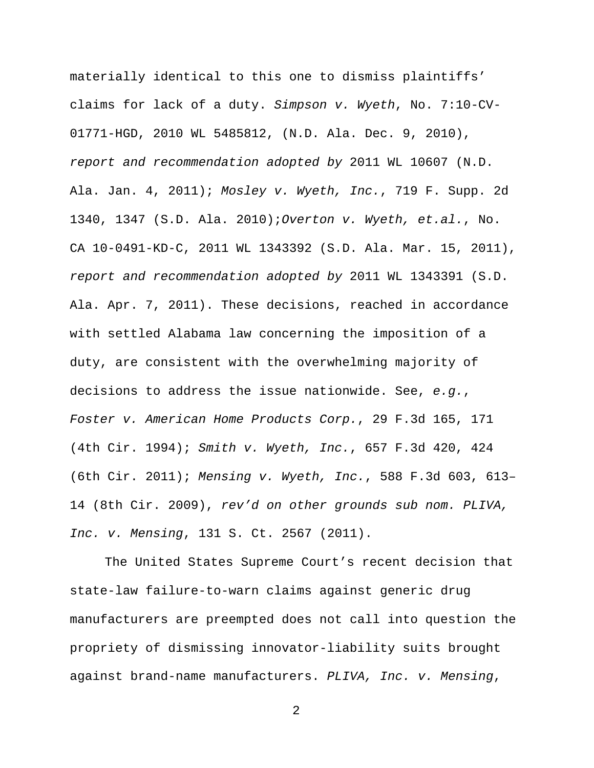materially identical to this one to dismiss plaintiffs' claims for lack of a duty. *Simpson v. Wyeth*, No. 7:10-CV-01771-HGD, 2010 WL 5485812, (N.D. Ala. Dec. 9, 2010), *report and recommendation adopted by* 2011 WL 10607 (N.D. Ala. Jan. 4, 2011); *Mosley v. Wyeth, Inc.*, 719 F. Supp. 2d 1340, 1347 (S.D. Ala. 2010);*Overton v. Wyeth, et.al.*, No. CA 10-0491-KD-C, 2011 WL 1343392 (S.D. Ala. Mar. 15, 2011), *report and recommendation adopted by* 2011 WL 1343391 (S.D. Ala. Apr. 7, 2011). These decisions, reached in accordance with settled Alabama law concerning the imposition of a duty, are consistent with the overwhelming majority of decisions to address the issue nationwide. See, *e.g.*, *Foster v. American Home Products Corp.*, 29 F.3d 165, 171 (4th Cir. 1994); *Smith v. Wyeth, Inc.*, 657 F.3d 420, 424 (6th Cir. 2011); *Mensing v. Wyeth, Inc.*, 588 F.3d 603, 613–14 (8th Cir. 2009), *rev'd on other grounds sub nom. PLIVA, Inc. v. Mensing*, 131 S. Ct. 2567 (2011).

The United States Supreme Court's recent decision that state-law failure-to-warn claims against generic drug manufacturers are preempted does not call into question the propriety of dismissing innovator-liability suits brought against brand-name manufacturers. *PLIVA, Inc. v. Mensing*,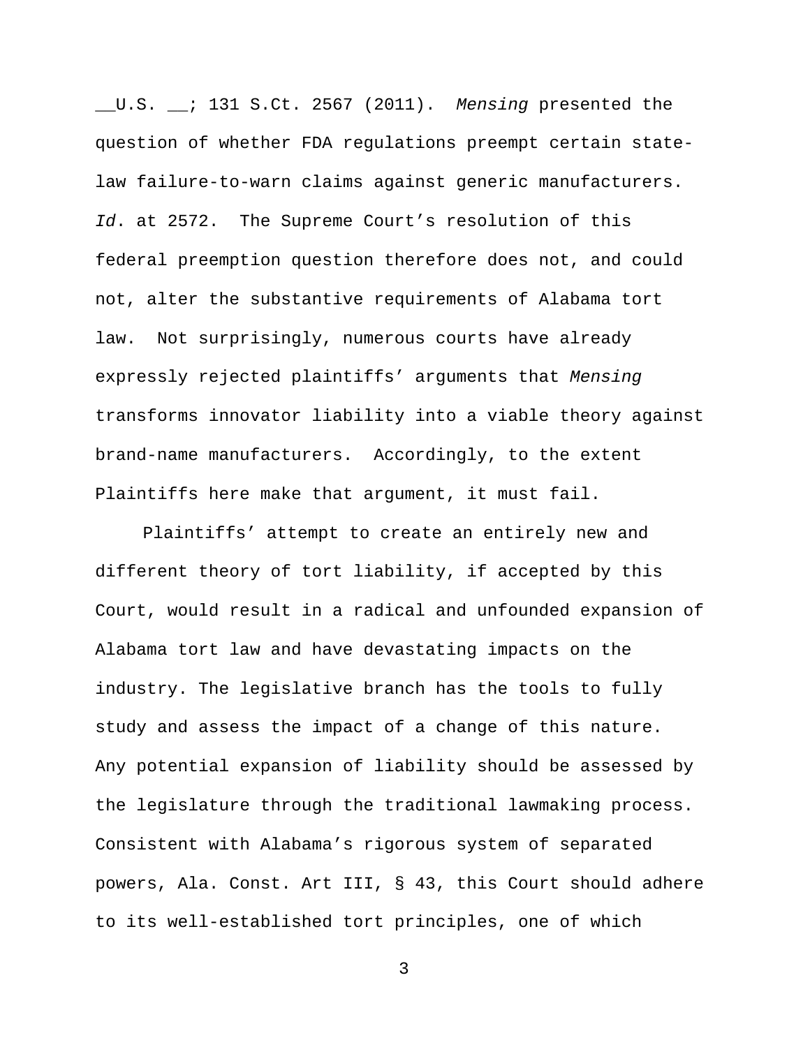__U.S. __; 131 S.Ct. 2567 (2011). *Mensing* presented the question of whether FDA regulations preempt certain state-law failure-to-warn claims against generic manufacturers. *Id*. at 2572. The Supreme Court's resolution of this federal preemption question therefore does not, and could not, alter the substantive requirements of Alabama tort law. Not surprisingly, numerous courts have already expressly rejected plaintiffs' arguments that *Mensing* transforms innovator liability into a viable theory against brand-name manufacturers. Accordingly, to the extent Plaintiffs here make that argument, it must fail.

Plaintiffs' attempt to create an entirely new and different theory of tort liability, if accepted by this Court, would result in a radical and unfounded expansion of Alabama tort law and have devastating impacts on the industry. The legislative branch has the tools to fully study and assess the impact of a change of this nature. Any potential expansion of liability should be assessed by the legislature through the traditional lawmaking process. Consistent with Alabama's rigorous system of separated powers, Ala. Const. Art III, § 43, this Court should adhere to its well-established tort principles, one of which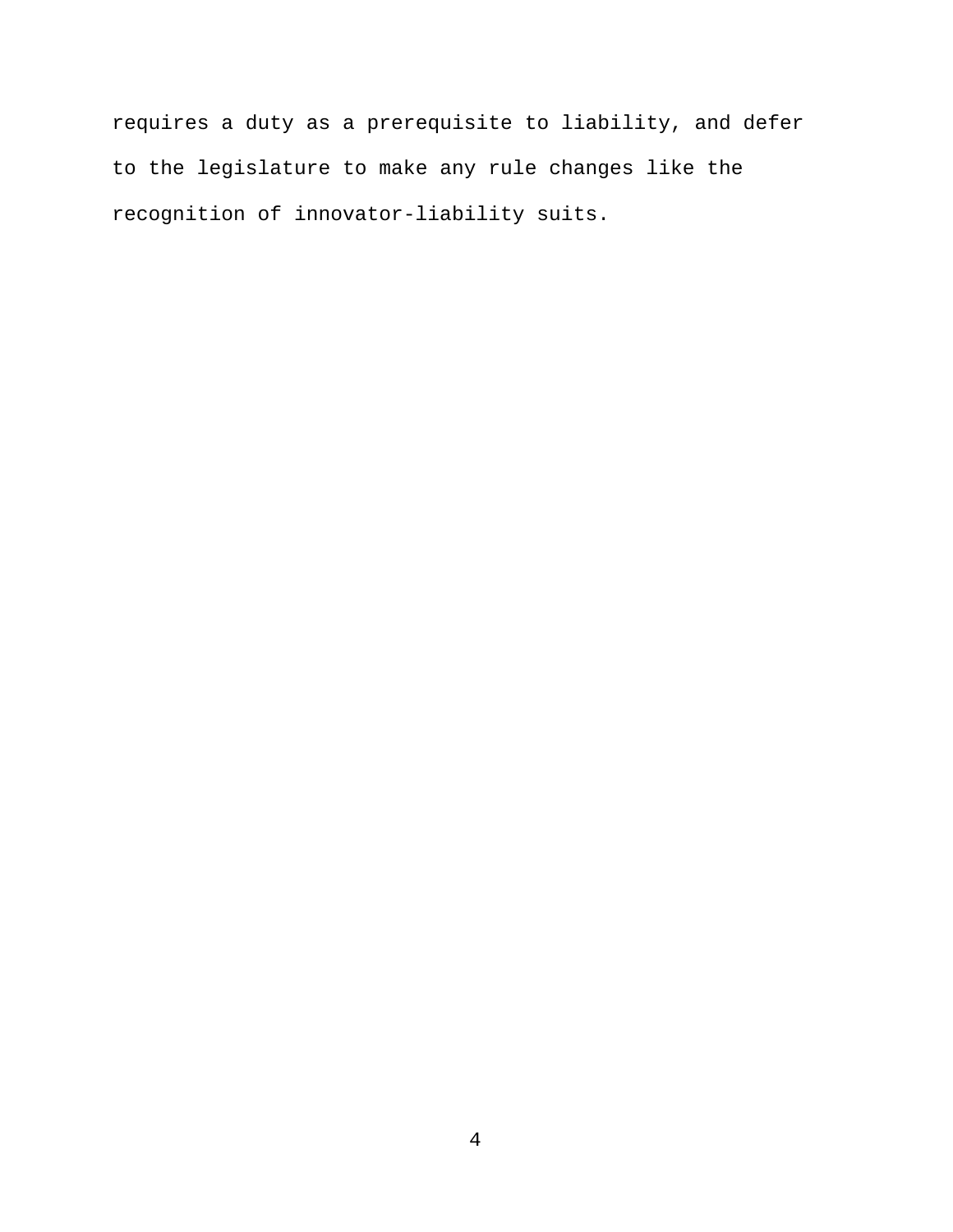requires a duty as a prerequisite to liability, and defer to the legislature to make any rule changes like the recognition of innovator-liability suits.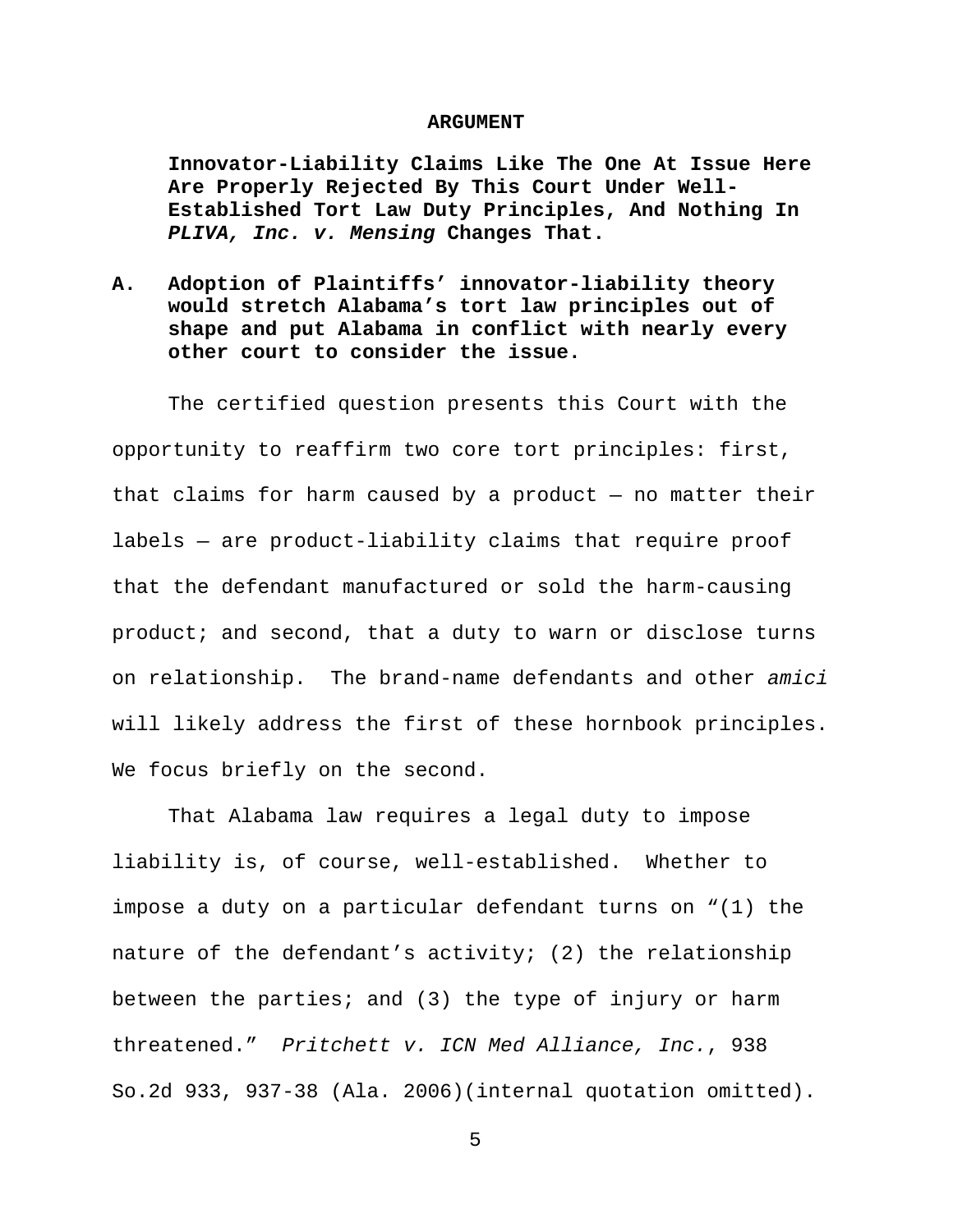# ARGUMENT

**Innovator-Liability Claims Like The One At Issue Here Are Properly Rejected By This Court Under Well-Established Tort Law Duty Principles, And Nothing In *PLIVA, Inc. v. Mensing* Changes That.**

## A. Adoption of Plaintiffs' innovator-liability theory would stretch Alabama's tort law principles out of shape and put Alabama in conflict with nearly every other court to consider the issue.

The certified question presents this Court with the opportunity to reaffirm two core tort principles: first, that claims for harm caused by a product — no matter their labels — are product-liability claims that require proof that the defendant manufactured or sold the harm-causing product; and second, that a duty to warn or disclose turns on relationship. The brand-name defendants and other *amici* will likely address the first of these hornbook principles. We focus briefly on the second.

That Alabama law requires a legal duty to impose liability is, of course, well-established. Whether to impose a duty on a particular defendant turns on "(1) the nature of the defendant's activity; (2) the relationship between the parties; and (3) the type of injury or harm threatened." *Pritchett v. ICN Med Alliance, Inc.*, 938 So.2d 933, 937-38 (Ala. 2006)(internal quotation omitted).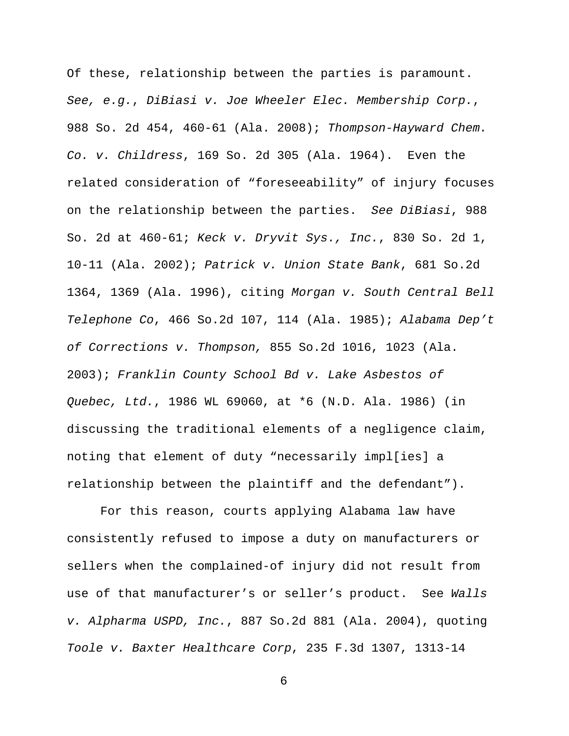Of these, relationship between the parties is paramount. *See, e.g.*, *DiBiasi v. Joe Wheeler Elec. Membership Corp.*, 988 So. 2d 454, 460-61 (Ala. 2008); *Thompson-Hayward Chem. Co. v. Childress*, 169 So. 2d 305 (Ala. 1964). Even the related consideration of "foreseeability" of injury focuses on the relationship between the parties. *See DiBiasi*, 988 So. 2d at 460-61; *Keck v. Dryvit Sys., Inc.*, 830 So. 2d 1, 10-11 (Ala. 2002); *Patrick v. Union State Bank*, 681 So.2d 1364, 1369 (Ala. 1996), citing *Morgan v. South Central Bell Telephone Co*, 466 So.2d 107, 114 (Ala. 1985); *Alabama Dep't of Corrections v. Thompson,* 855 So.2d 1016, 1023 (Ala. 2003); *Franklin County School Bd v. Lake Asbestos of Quebec, Ltd.*, 1986 WL 69060, at *6 (N.D. Ala. 1986) (in discussing the traditional elements of a negligence claim, noting that element of duty "necessarily impl[ies] a relationship between the plaintiff and the defendant").

For this reason, courts applying Alabama law have consistently refused to impose a duty on manufacturers or sellers when the complained-of injury did not result from use of that manufacturer's or seller's product. See *Walls v. Alpharma USPD, Inc.*, 887 So.2d 881 (Ala. 2004), quoting *Toole v. Baxter Healthcare Corp*, 235 F.3d 1307, 1313-14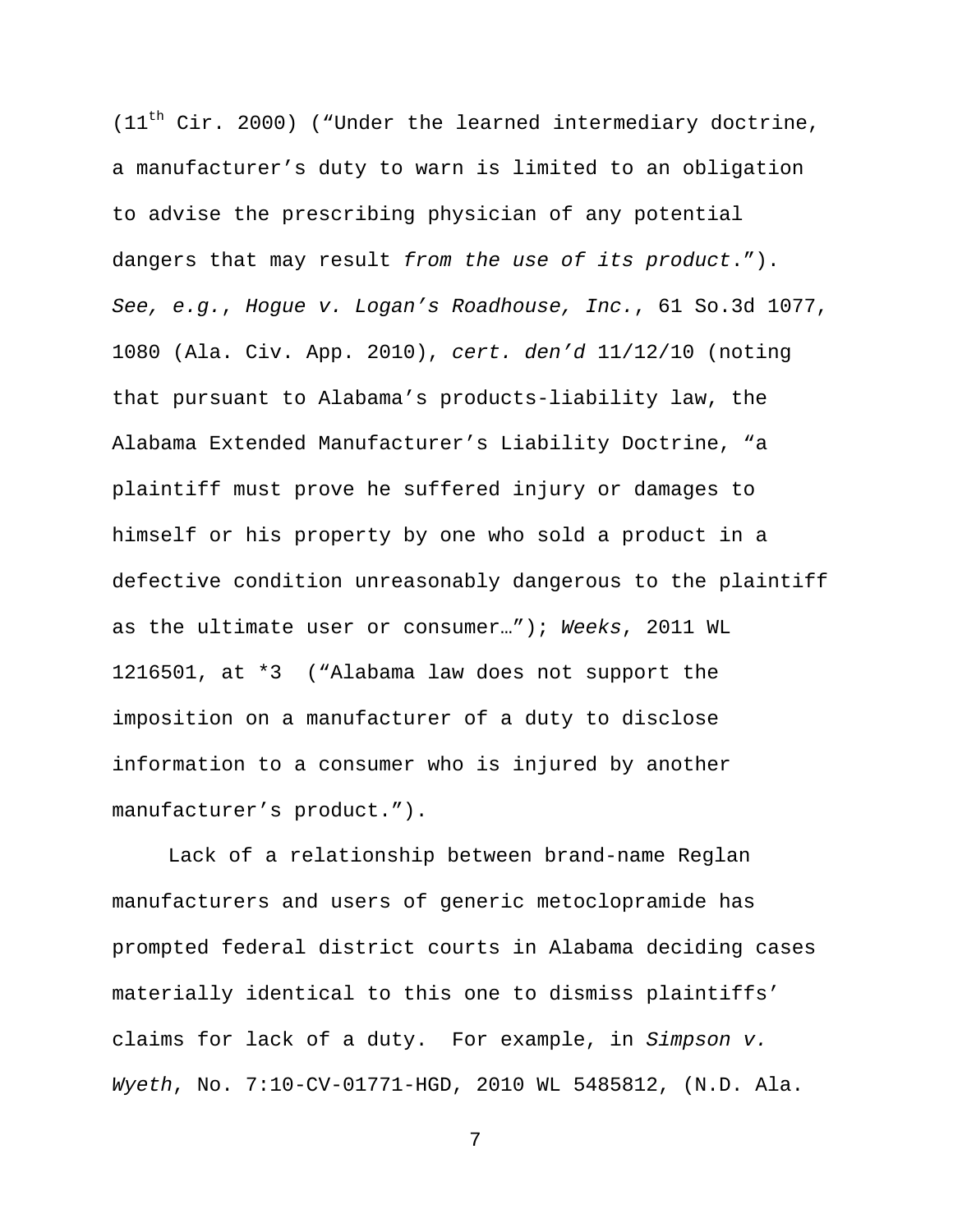(11[th] Cir. 2000) ("Under the learned intermediary doctrine, a manufacturer's duty to warn is limited to an obligation to advise the prescribing physician of any potential dangers that may result *from the use of its product*."). *See, e.g.*, *Hogue v. Logan's Roadhouse, Inc.*, 61 So.3d 1077, 1080 (Ala. Civ. App. 2010), *cert. den'd* 11/12/10 (noting that pursuant to Alabama's products-liability law, the Alabama Extended Manufacturer's Liability Doctrine, "a plaintiff must prove he suffered injury or damages to himself or his property by one who sold a product in a defective condition unreasonably dangerous to the plaintiff as the ultimate user or consumer…"); *Weeks*, 2011 WL 1216501, at *3 ("Alabama law does not support the imposition on a manufacturer of a duty to disclose information to a consumer who is injured by another manufacturer's product.").

Lack of a relationship between brand-name Reglan manufacturers and users of generic metoclopramide has prompted federal district courts in Alabama deciding cases materially identical to this one to dismiss plaintiffs' claims for lack of a duty. For example, in *Simpson v. Wyeth*, No. 7:10-CV-01771-HGD, 2010 WL 5485812, (N.D. Ala.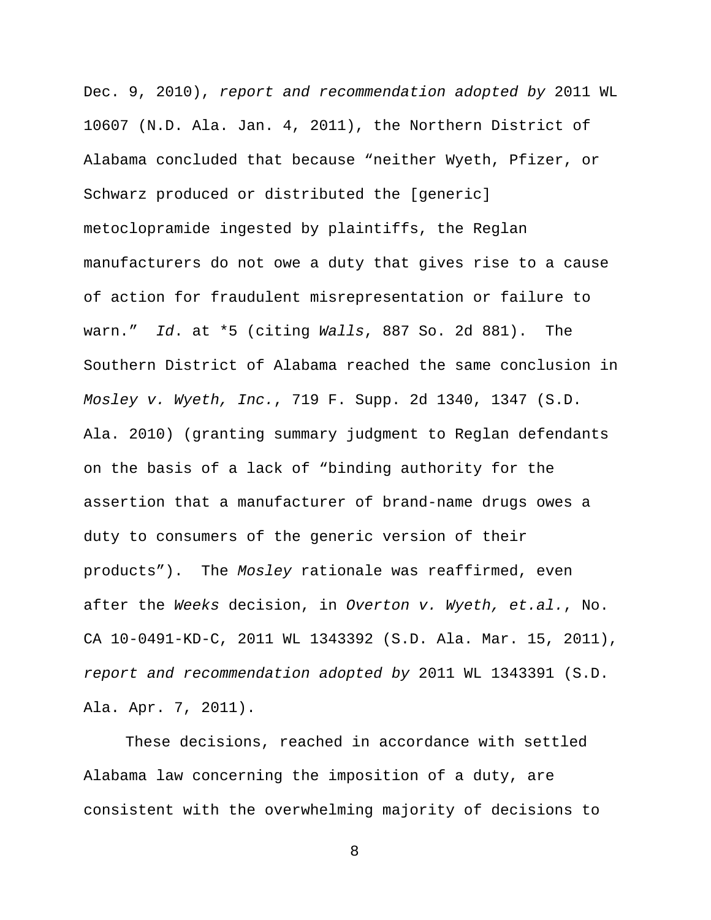Dec. 9, 2010), *report and recommendation adopted by* 2011 WL 10607 (N.D. Ala. Jan. 4, 2011), the Northern District of Alabama concluded that because "neither Wyeth, Pfizer, or Schwarz produced or distributed the [generic] metoclopramide ingested by plaintiffs, the Reglan manufacturers do not owe a duty that gives rise to a cause of action for fraudulent misrepresentation or failure to warn." *Id*. at *5 (citing *Walls*, 887 So. 2d 881). The Southern District of Alabama reached the same conclusion in *Mosley v. Wyeth, Inc.*, 719 F. Supp. 2d 1340, 1347 (S.D. Ala. 2010) (granting summary judgment to Reglan defendants on the basis of a lack of "binding authority for the assertion that a manufacturer of brand-name drugs owes a duty to consumers of the generic version of their products"). The *Mosley* rationale was reaffirmed, even after the *Weeks* decision, in *Overton v. Wyeth, et.al.*, No. CA 10-0491-KD-C, 2011 WL 1343392 (S.D. Ala. Mar. 15, 2011), *report and recommendation adopted by* 2011 WL 1343391 (S.D. Ala. Apr. 7, 2011).

These decisions, reached in accordance with settled Alabama law concerning the imposition of a duty, are consistent with the overwhelming majority of decisions to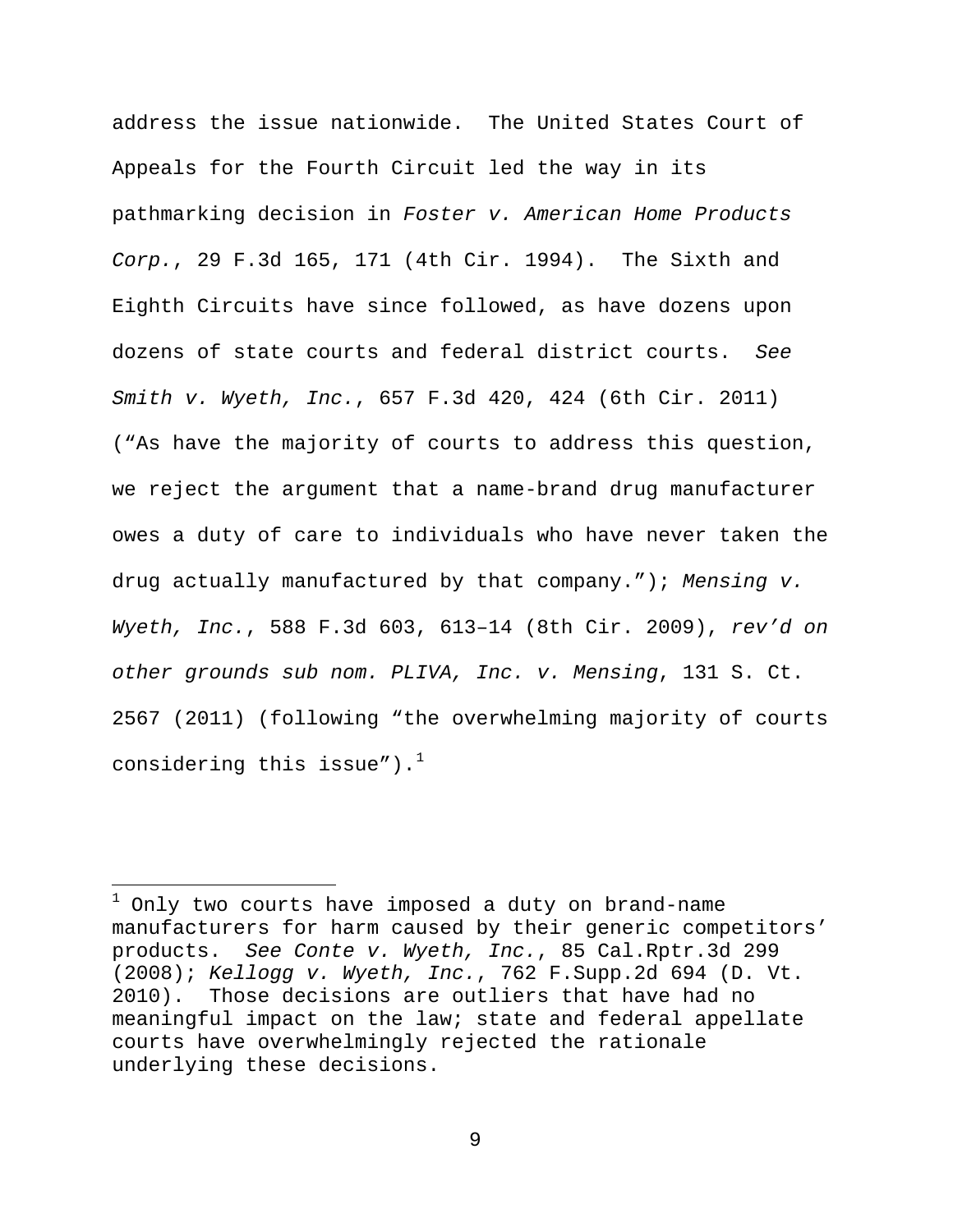address the issue nationwide. The United States Court of Appeals for the Fourth Circuit led the way in its pathmarking decision in *Foster v. American Home Products Corp.*, 29 F.3d 165, 171 (4th Cir. 1994). The Sixth and Eighth Circuits have since followed, as have dozens upon dozens of state courts and federal district courts. *See Smith v. Wyeth, Inc.*, 657 F.3d 420, 424 (6th Cir. 2011) ("As have the majority of courts to address this question, we reject the argument that a name-brand drug manufacturer owes a duty of care to individuals who have never taken the drug actually manufactured by that company."); *Mensing v. Wyeth, Inc.*, 588 F.3d 603, 613–14 (8th Cir. 2009), *rev'd on other grounds sub nom. PLIVA, Inc. v. Mensing*, 131 S. Ct. 2567 (2011) (following "the overwhelming majority of courts considering this issue").[1]

---

[1] Only two courts have imposed a duty on brand-name manufacturers for harm caused by their generic competitors' products. *See Conte v. Wyeth, Inc.*, 85 Cal.Rptr.3d 299 (2008); *Kellogg v. Wyeth, Inc.*, 762 F.Supp.2d 694 (D. Vt. 2010). Those decisions are outliers that have had no meaningful impact on the law; state and federal appellate courts have overwhelmingly rejected the rationale underlying these decisions.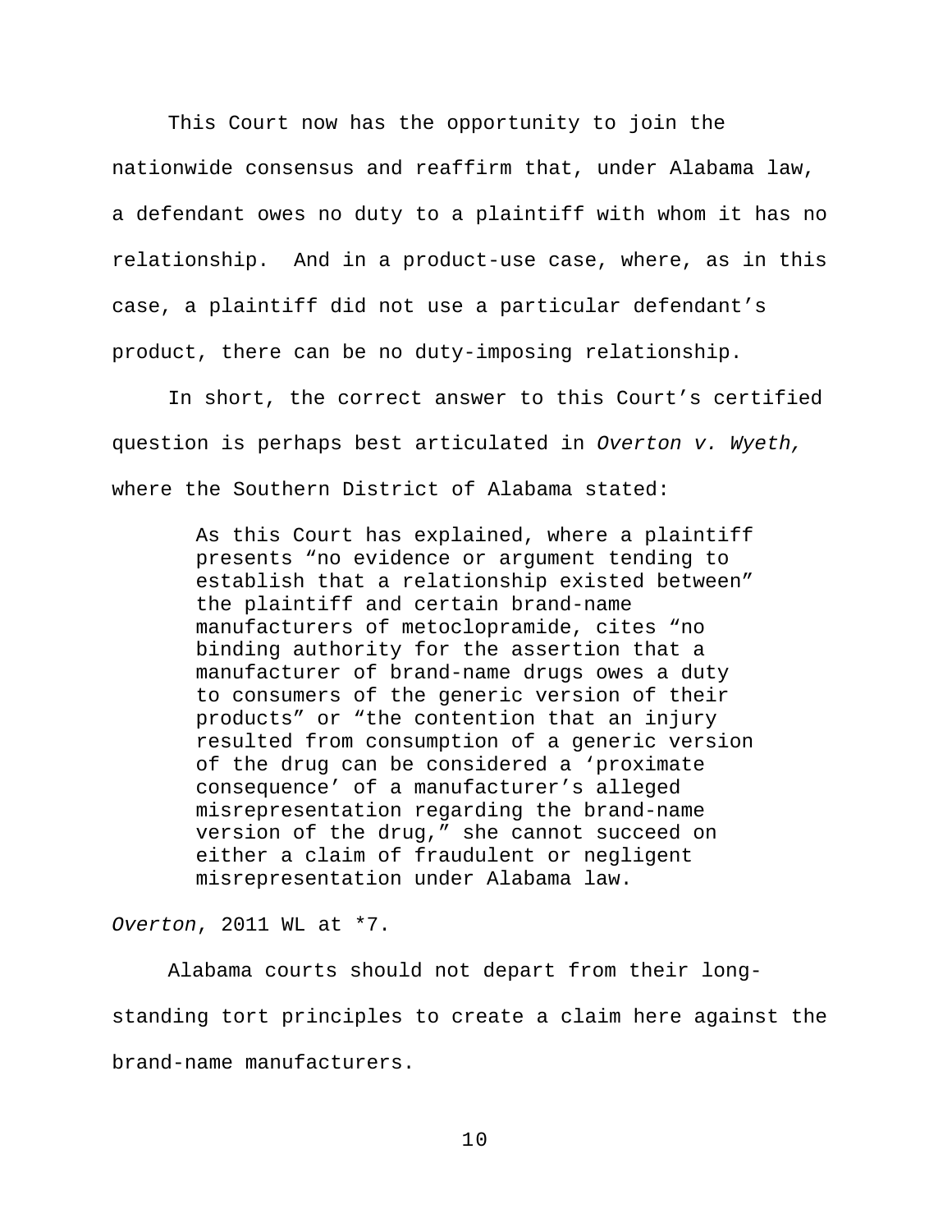This Court now has the opportunity to join the nationwide consensus and reaffirm that, under Alabama law, a defendant owes no duty to a plaintiff with whom it has no relationship. And in a product-use case, where, as in this case, a plaintiff did not use a particular defendant's product, there can be no duty-imposing relationship.

In short, the correct answer to this Court's certified question is perhaps best articulated in *Overton v. Wyeth,* where the Southern District of Alabama stated:

> As this Court has explained, where a plaintiff presents "no evidence or argument tending to establish that a relationship existed between" the plaintiff and certain brand-name manufacturers of metoclopramide, cites "no binding authority for the assertion that a manufacturer of brand-name drugs owes a duty to consumers of the generic version of their products" or "the contention that an injury resulted from consumption of a generic version of the drug can be considered a 'proximate consequence' of a manufacturer's alleged misrepresentation regarding the brand-name version of the drug," she cannot succeed on either a claim of fraudulent or negligent misrepresentation under Alabama law.

*Overton*, 2011 WL at *7.

Alabama courts should not depart from their long-standing tort principles to create a claim here against the brand-name manufacturers.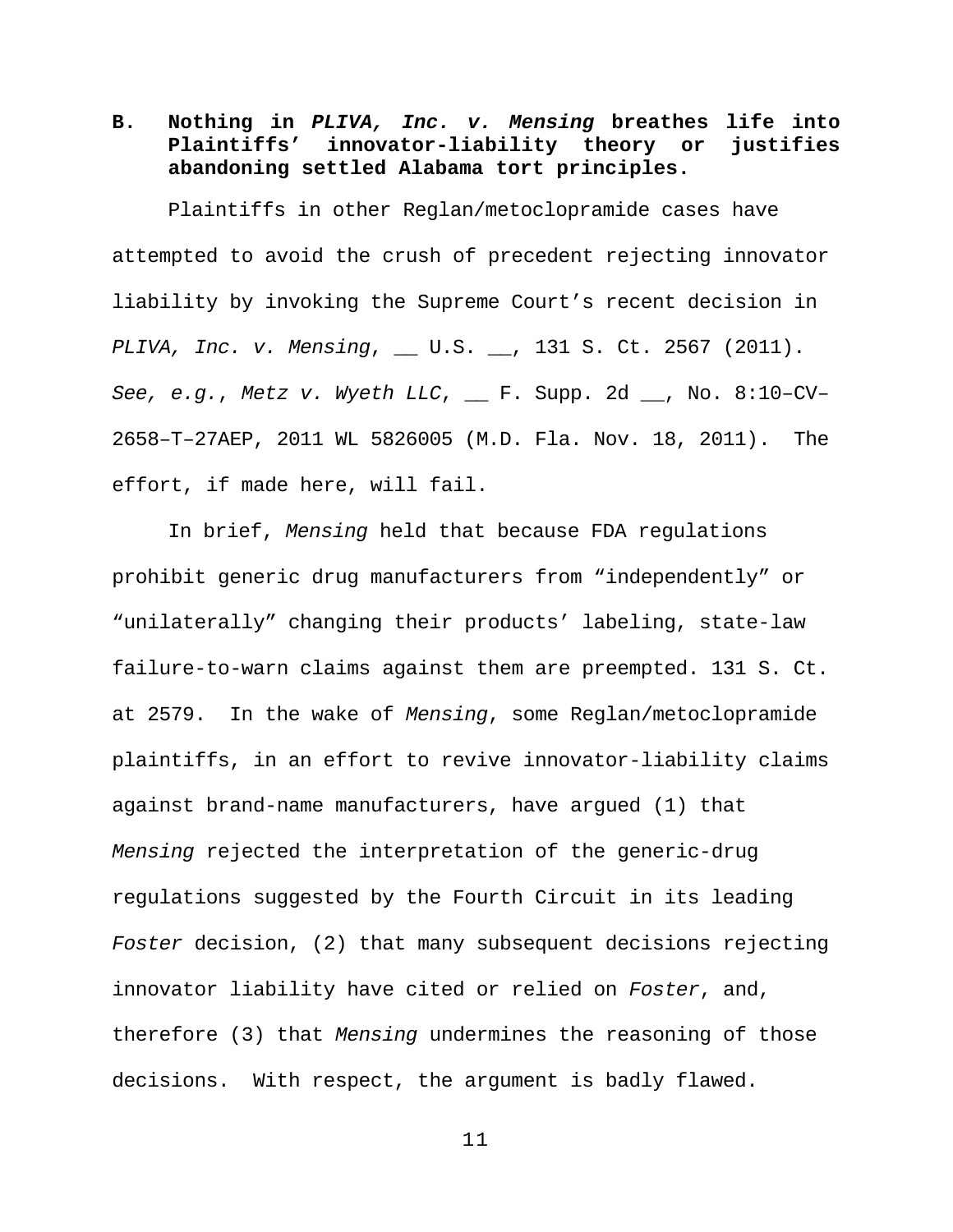### B. Nothing in *PLIVA, Inc. v. Mensing* breathes life into Plaintiffs' innovator-liability theory or justifies abandoning settled Alabama tort principles.

Plaintiffs in other Reglan/metoclopramide cases have attempted to avoid the crush of precedent rejecting innovator liability by invoking the Supreme Court's recent decision in *PLIVA, Inc. v. Mensing*, __ U.S. __, 131 S. Ct. 2567 (2011). *See, e.g.*, *Metz v. Wyeth LLC*, __ F. Supp. 2d __, No. 8:10–CV–2658–T–27AEP, 2011 WL 5826005 (M.D. Fla. Nov. 18, 2011). The effort, if made here, will fail.

In brief, *Mensing* held that because FDA regulations prohibit generic drug manufacturers from "independently" or "unilaterally" changing their products' labeling, state-law failure-to-warn claims against them are preempted. 131 S. Ct. at 2579. In the wake of *Mensing*, some Reglan/metoclopramide plaintiffs, in an effort to revive innovator-liability claims against brand-name manufacturers, have argued (1) that *Mensing* rejected the interpretation of the generic-drug regulations suggested by the Fourth Circuit in its leading *Foster* decision, (2) that many subsequent decisions rejecting innovator liability have cited or relied on *Foster*, and, therefore (3) that *Mensing* undermines the reasoning of those decisions. With respect, the argument is badly flawed.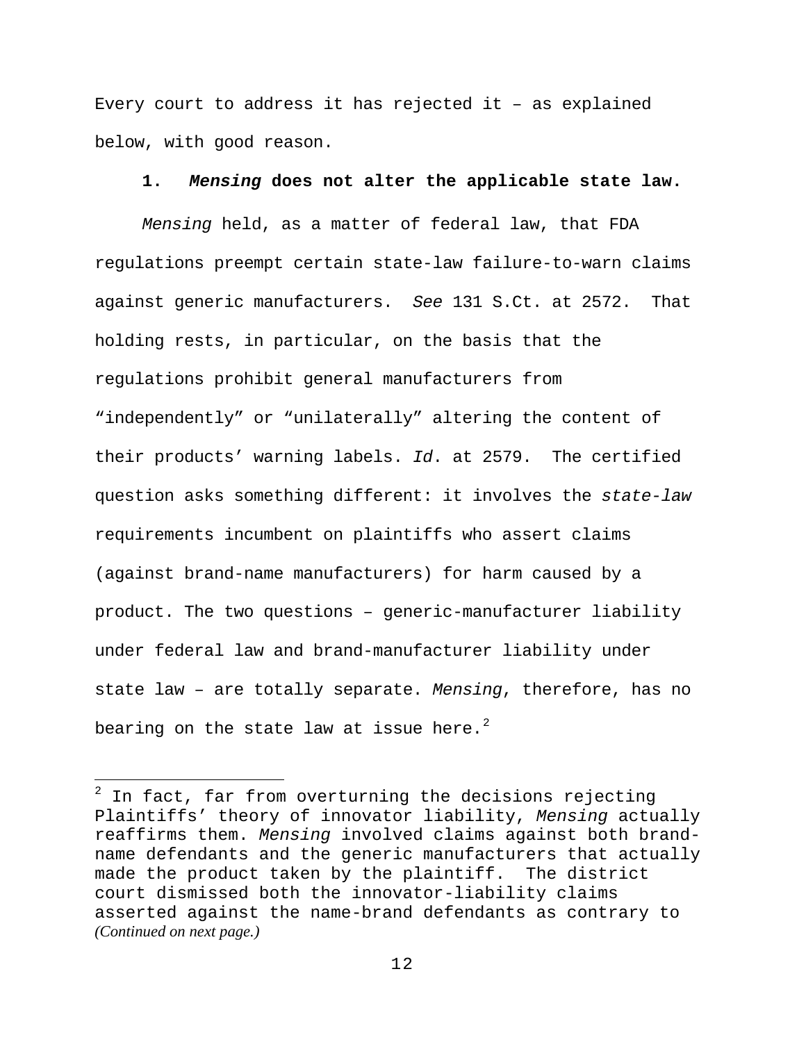Every court to address it has rejected it – as explained below, with good reason.

### 1. *Mensing* does not alter the applicable state law.

*Mensing* held, as a matter of federal law, that FDA regulations preempt certain state-law failure-to-warn claims against generic manufacturers. *See* 131 S.Ct. at 2572. That holding rests, in particular, on the basis that the regulations prohibit general manufacturers from "independently" or "unilaterally" altering the content of their products' warning labels. *Id*. at 2579. The certified question asks something different: it involves the *state-law* requirements incumbent on plaintiffs who assert claims (against brand-name manufacturers) for harm caused by a product. The two questions – generic-manufacturer liability under federal law and brand-manufacturer liability under state law – are totally separate. *Mensing*, therefore, has no bearing on the state law at issue here.[2]

---

[2] In fact, far from overturning the decisions rejecting Plaintiffs' theory of innovator liability, *Mensing* actually reaffirms them. *Mensing* involved claims against both brand-name defendants and the generic manufacturers that actually made the product taken by the plaintiff. The district court dismissed both the innovator-liability claims asserted against the name-brand defendants as contrary to *(Continued on next page.)*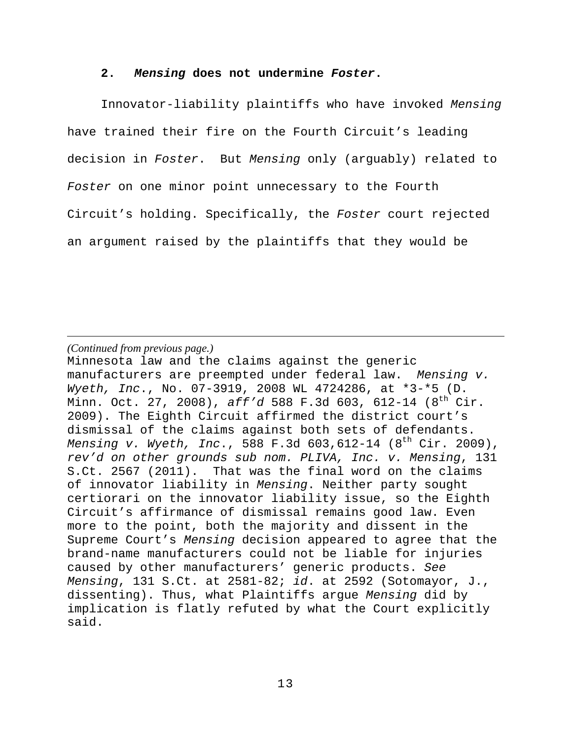### 2. *Mensing* does not undermine *Foster*.

Innovator-liability plaintiffs who have invoked *Mensing* have trained their fire on the Fourth Circuit's leading decision in *Foster*. But *Mensing* only (arguably) related to *Foster* on one minor point unnecessary to the Fourth Circuit's holding. Specifically, the *Foster* court rejected an argument raised by the plaintiffs that they would be

---

*(Continued from previous page.)*
Minnesota law and the claims against the generic manufacturers are preempted under federal law. *Mensing v. Wyeth, Inc.*, No. 07-3919, 2008 WL 4724286, at *3-*5 (D. Minn. Oct. 27, 2008), *aff'd* 588 F.3d 603, 612-14 (8th Cir. 2009). The Eighth Circuit affirmed the district court's dismissal of the claims against both sets of defendants. *Mensing v. Wyeth, Inc.*, 588 F.3d 603,612-14 (8th Cir. 2009), *rev'd on other grounds sub nom. PLIVA, Inc. v. Mensing*, 131 S.Ct. 2567 (2011). That was the final word on the claims of innovator liability in *Mensing*. Neither party sought certiorari on the innovator liability issue, so the Eighth Circuit's affirmance of dismissal remains good law. Even more to the point, both the majority and dissent in the Supreme Court's *Mensing* decision appeared to agree that the brand-name manufacturers could not be liable for injuries caused by other manufacturers' generic products. *See Mensing*, 131 S.Ct. at 2581-82; *id*. at 2592 (Sotomayor, J., dissenting). Thus, what Plaintiffs argue *Mensing* did by implication is flatly refuted by what the Court explicitly said.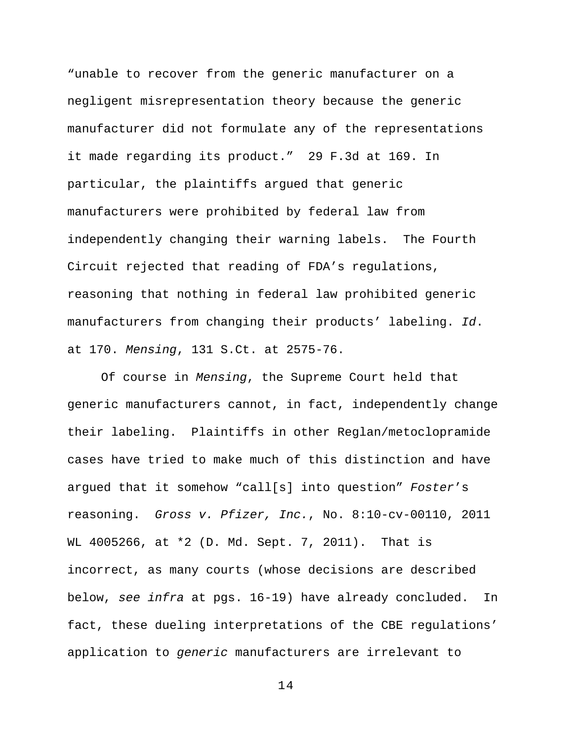"unable to recover from the generic manufacturer on a negligent misrepresentation theory because the generic manufacturer did not formulate any of the representations it made regarding its product." 29 F.3d at 169. In particular, the plaintiffs argued that generic manufacturers were prohibited by federal law from independently changing their warning labels. The Fourth Circuit rejected that reading of FDA's regulations, reasoning that nothing in federal law prohibited generic manufacturers from changing their products' labeling. *Id*. at 170. *Mensing*, 131 S.Ct. at 2575-76.

Of course in *Mensing*, the Supreme Court held that generic manufacturers cannot, in fact, independently change their labeling. Plaintiffs in other Reglan/metoclopramide cases have tried to make much of this distinction and have argued that it somehow "call[s] into question" *Foster*'s reasoning. *Gross v. Pfizer, Inc.*, No. 8:10-cv-00110, 2011 WL 4005266, at *2 (D. Md. Sept. 7, 2011). That is incorrect, as many courts (whose decisions are described below, *see infra* at pgs. 16-19) have already concluded. In fact, these dueling interpretations of the CBE regulations' application to *generic* manufacturers are irrelevant to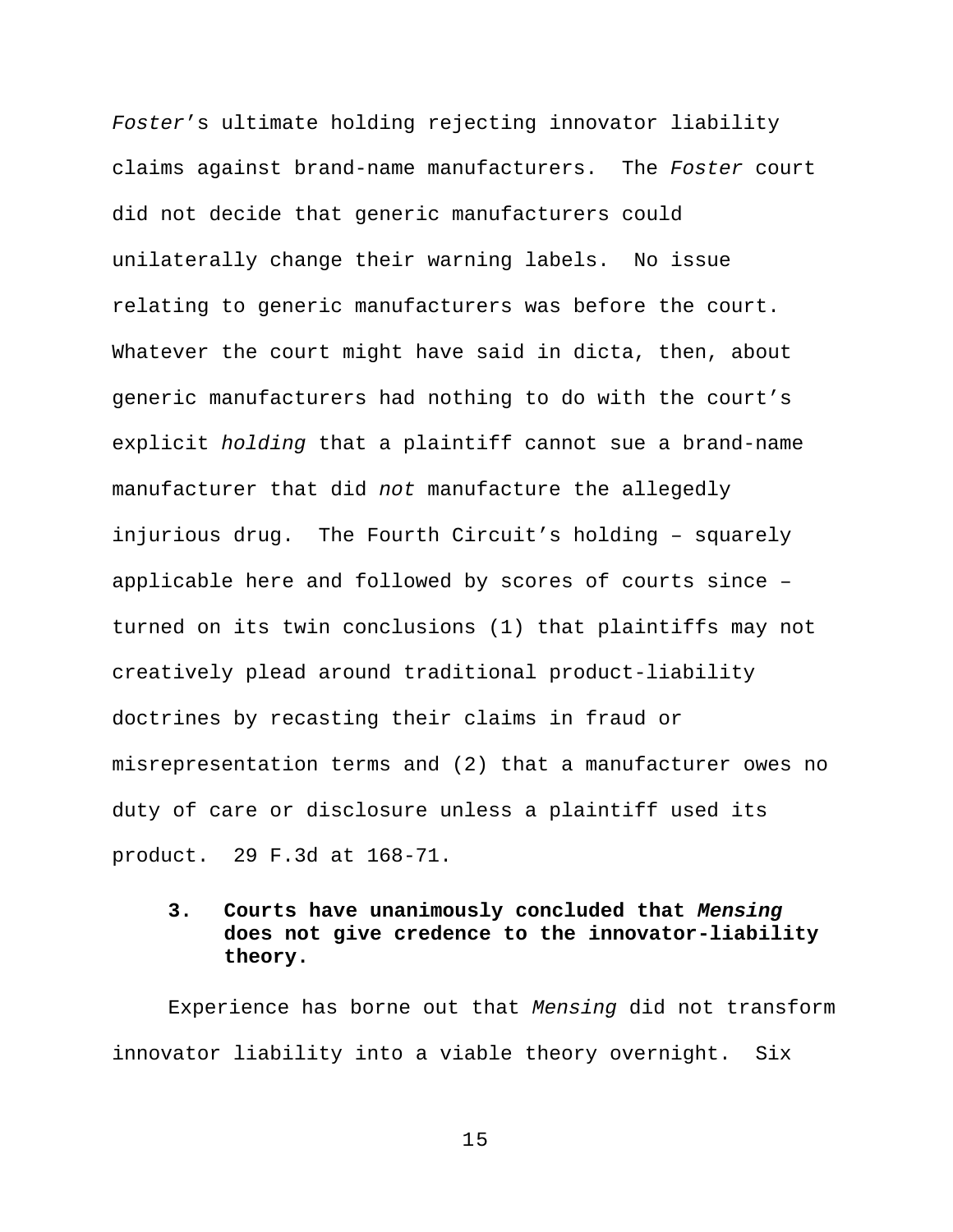*Foster*'s ultimate holding rejecting innovator liability claims against brand-name manufacturers. The *Foster* court did not decide that generic manufacturers could unilaterally change their warning labels. No issue relating to generic manufacturers was before the court. Whatever the court might have said in dicta, then, about generic manufacturers had nothing to do with the court's explicit *holding* that a plaintiff cannot sue a brand-name manufacturer that did *not* manufacture the allegedly injurious drug. The Fourth Circuit's holding – squarely applicable here and followed by scores of courts since – turned on its twin conclusions (1) that plaintiffs may not creatively plead around traditional product-liability doctrines by recasting their claims in fraud or misrepresentation terms and (2) that a manufacturer owes no duty of care or disclosure unless a plaintiff used its product. 29 F.3d at 168-71.

### 3. Courts have unanimously concluded that *Mensing* does not give credence to the innovator-liability theory.

Experience has borne out that *Mensing* did not transform innovator liability into a viable theory overnight. Six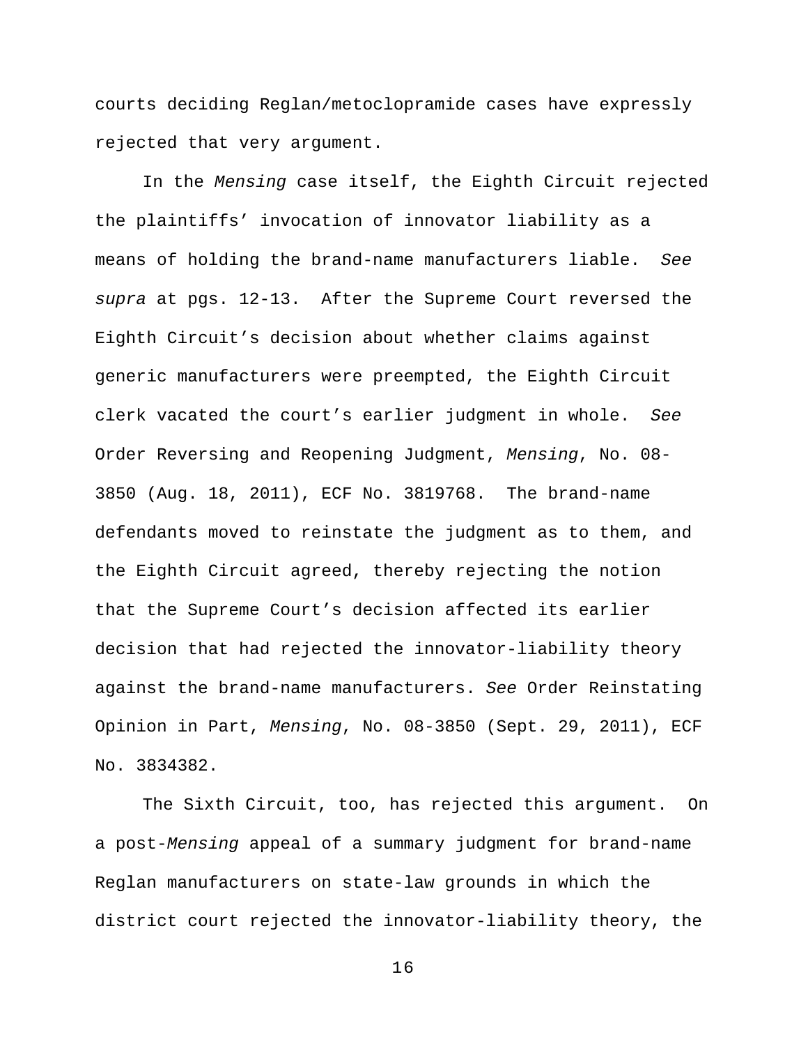courts deciding Reglan/metoclopramide cases have expressly rejected that very argument.

In the *Mensing* case itself, the Eighth Circuit rejected the plaintiffs' invocation of innovator liability as a means of holding the brand-name manufacturers liable. *See supra* at pgs. 12-13. After the Supreme Court reversed the Eighth Circuit's decision about whether claims against generic manufacturers were preempted, the Eighth Circuit clerk vacated the court's earlier judgment in whole. *See* Order Reversing and Reopening Judgment, *Mensing*, No. 08-3850 (Aug. 18, 2011), ECF No. 3819768. The brand-name defendants moved to reinstate the judgment as to them, and the Eighth Circuit agreed, thereby rejecting the notion that the Supreme Court's decision affected its earlier decision that had rejected the innovator-liability theory against the brand-name manufacturers. *See* Order Reinstating Opinion in Part, *Mensing*, No. 08-3850 (Sept. 29, 2011), ECF No. 3834382.

The Sixth Circuit, too, has rejected this argument. On a post-*Mensing* appeal of a summary judgment for brand-name Reglan manufacturers on state-law grounds in which the district court rejected the innovator-liability theory, the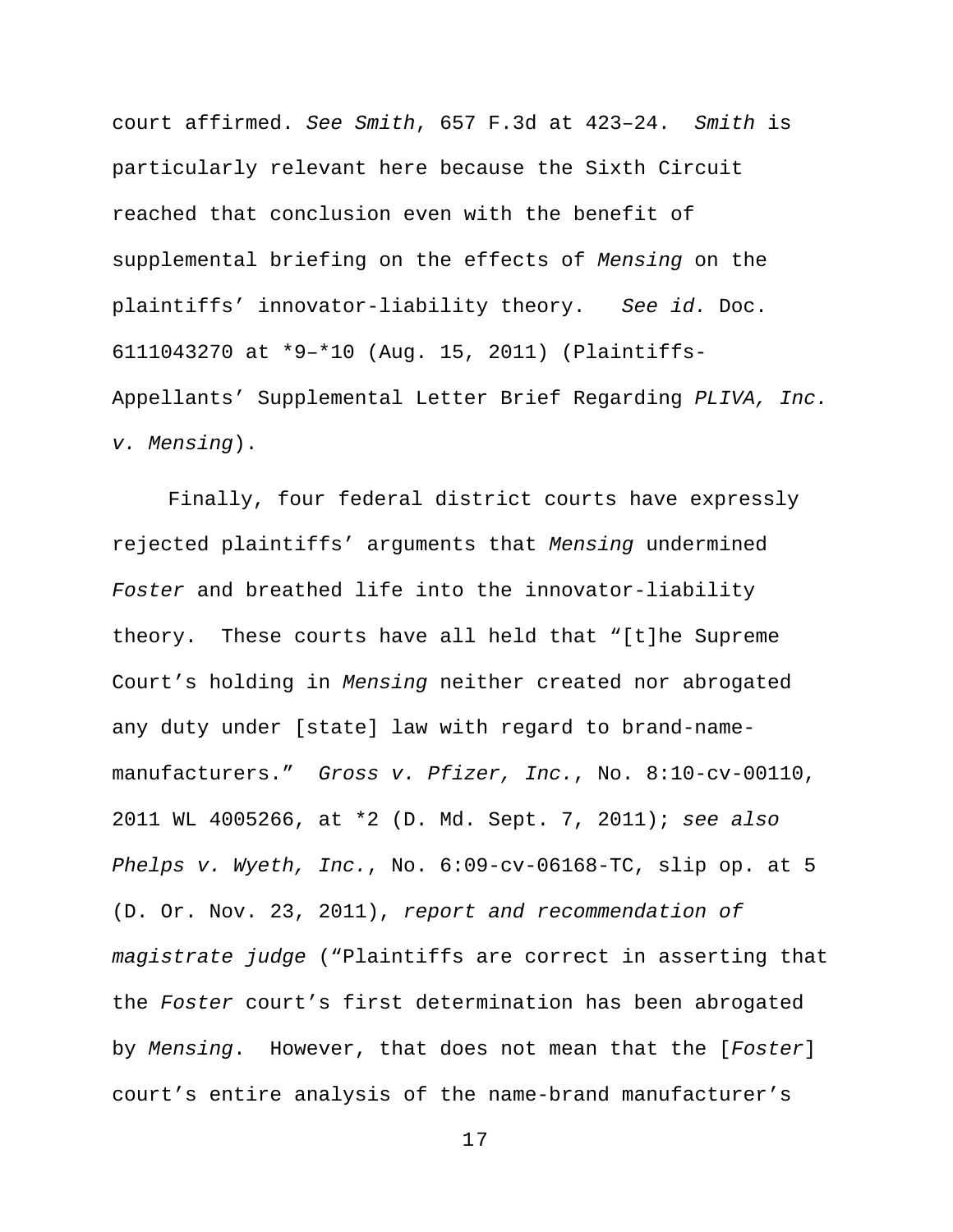court affirmed. *See Smith*, 657 F.3d at 423–24. *Smith* is particularly relevant here because the Sixth Circuit reached that conclusion even with the benefit of supplemental briefing on the effects of *Mensing* on the plaintiffs' innovator-liability theory. *See id.* Doc. 6111043270 at *9–*10 (Aug. 15, 2011) (Plaintiffs-Appellants' Supplemental Letter Brief Regarding *PLIVA, Inc. v. Mensing*).

Finally, four federal district courts have expressly rejected plaintiffs' arguments that *Mensing* undermined *Foster* and breathed life into the innovator-liability theory. These courts have all held that "[t]he Supreme Court's holding in *Mensing* neither created nor abrogated any duty under [state] law with regard to brand-name-manufacturers." *Gross v. Pfizer, Inc.*, No. 8:10-cv-00110, 2011 WL 4005266, at *2 (D. Md. Sept. 7, 2011); *see also Phelps v. Wyeth, Inc.*, No. 6:09-cv-06168-TC, slip op. at 5 (D. Or. Nov. 23, 2011), *report and recommendation of magistrate judge* ("Plaintiffs are correct in asserting that the *Foster* court's first determination has been abrogated by *Mensing*. However, that does not mean that the [*Foster*] court's entire analysis of the name-brand manufacturer's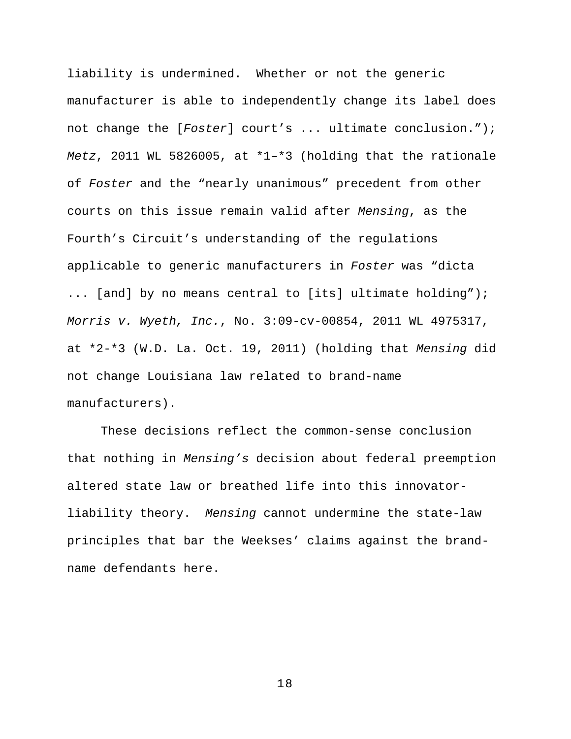liability is undermined. Whether or not the generic manufacturer is able to independently change its label does not change the [*Foster*] court's ... ultimate conclusion."); *Metz*, 2011 WL 5826005, at *1–*3 (holding that the rationale of *Foster* and the "nearly unanimous" precedent from other courts on this issue remain valid after *Mensing*, as the Fourth's Circuit's understanding of the regulations applicable to generic manufacturers in *Foster* was "dicta ... [and] by no means central to [its] ultimate holding"); *Morris v. Wyeth, Inc.*, No. 3:09-cv-00854, 2011 WL 4975317, at *2-*3 (W.D. La. Oct. 19, 2011) (holding that *Mensing* did not change Louisiana law related to brand-name manufacturers).

These decisions reflect the common-sense conclusion that nothing in *Mensing's* decision about federal preemption altered state law or breathed life into this innovator-liability theory. *Mensing* cannot undermine the state-law principles that bar the Weekses' claims against the brand-name defendants here.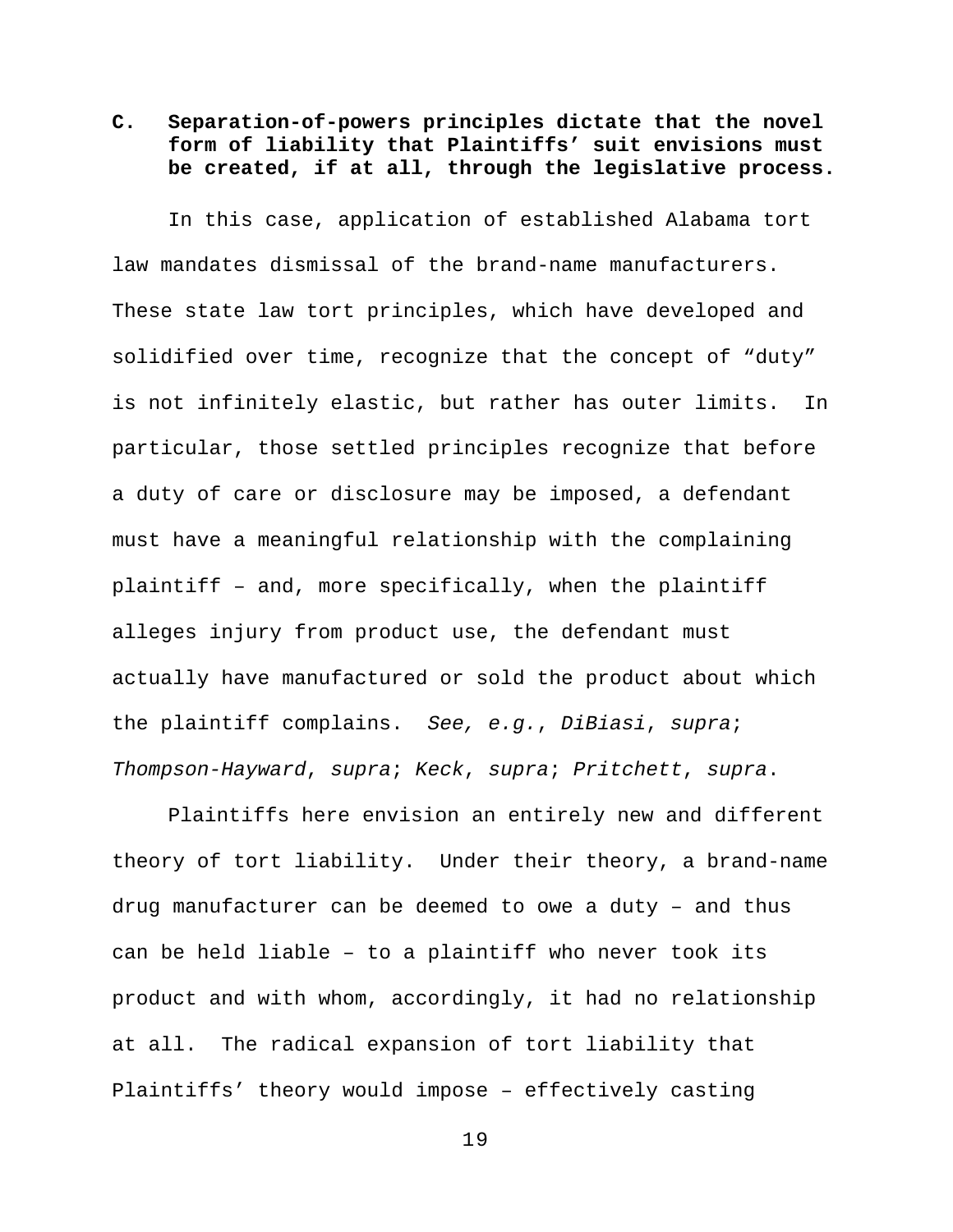### C. Separation-of-powers principles dictate that the novel form of liability that Plaintiffs' suit envisions must be created, if at all, through the legislative process.

In this case, application of established Alabama tort law mandates dismissal of the brand-name manufacturers. These state law tort principles, which have developed and solidified over time, recognize that the concept of "duty" is not infinitely elastic, but rather has outer limits. In particular, those settled principles recognize that before a duty of care or disclosure may be imposed, a defendant must have a meaningful relationship with the complaining plaintiff – and, more specifically, when the plaintiff alleges injury from product use, the defendant must actually have manufactured or sold the product about which the plaintiff complains. *See, e.g.*, *DiBiasi*, *supra*; *Thompson-Hayward*, *supra*; *Keck*, *supra*; *Pritchett*, *supra*.

Plaintiffs here envision an entirely new and different theory of tort liability. Under their theory, a brand-name drug manufacturer can be deemed to owe a duty – and thus can be held liable – to a plaintiff who never took its product and with whom, accordingly, it had no relationship at all. The radical expansion of tort liability that Plaintiffs' theory would impose – effectively casting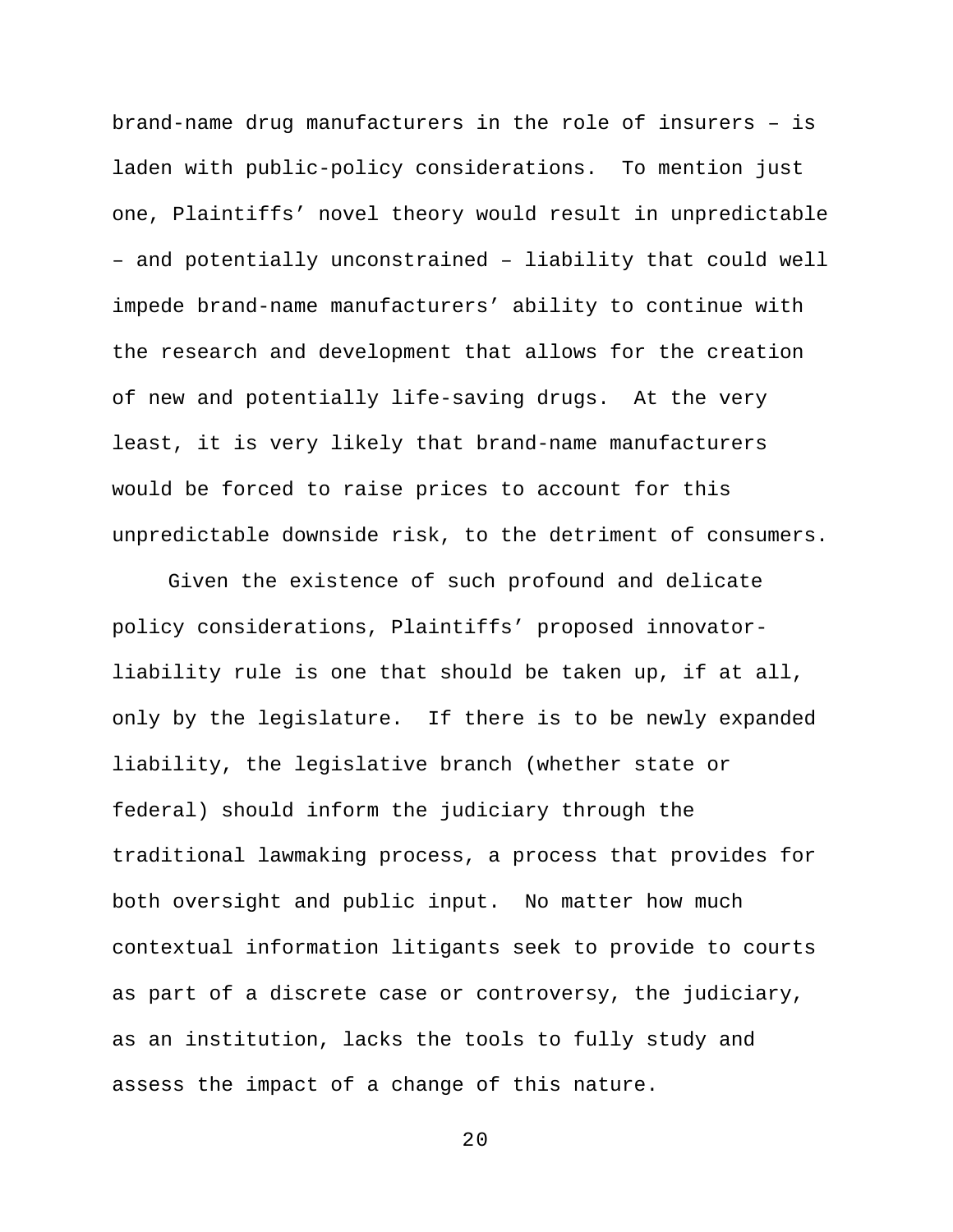brand-name drug manufacturers in the role of insurers – is laden with public-policy considerations. To mention just one, Plaintiffs' novel theory would result in unpredictable – and potentially unconstrained – liability that could well impede brand-name manufacturers' ability to continue with the research and development that allows for the creation of new and potentially life-saving drugs. At the very least, it is very likely that brand-name manufacturers would be forced to raise prices to account for this unpredictable downside risk, to the detriment of consumers.

Given the existence of such profound and delicate policy considerations, Plaintiffs' proposed innovator-liability rule is one that should be taken up, if at all, only by the legislature. If there is to be newly expanded liability, the legislative branch (whether state or federal) should inform the judiciary through the traditional lawmaking process, a process that provides for both oversight and public input. No matter how much contextual information litigants seek to provide to courts as part of a discrete case or controversy, the judiciary, as an institution, lacks the tools to fully study and assess the impact of a change of this nature.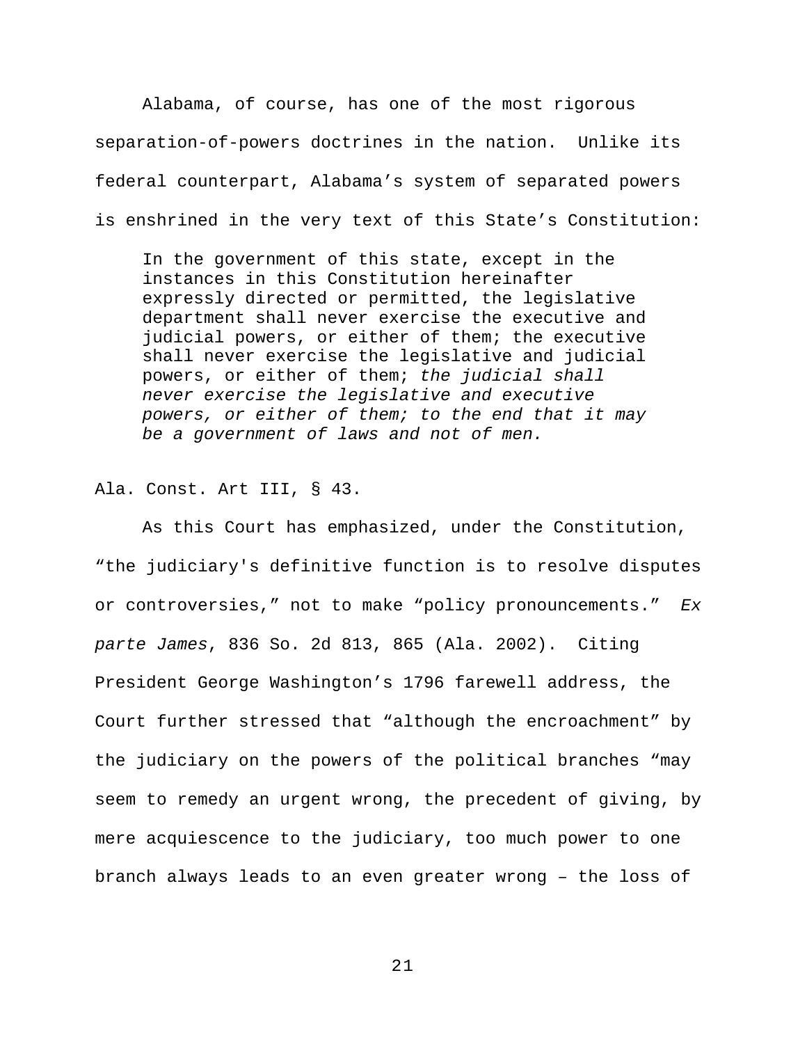Alabama, of course, has one of the most rigorous separation-of-powers doctrines in the nation. Unlike its federal counterpart, Alabama's system of separated powers is enshrined in the very text of this State's Constitution:

> In the government of this state, except in the instances in this Constitution hereinafter expressly directed or permitted, the legislative department shall never exercise the executive and judicial powers, or either of them; the executive shall never exercise the legislative and judicial powers, or either of them; *the judicial shall never exercise the legislative and executive powers, or either of them; to the end that it may be a government of laws and not of men.*

Ala. Const. Art III, § 43.

As this Court has emphasized, under the Constitution, "the judiciary's definitive function is to resolve disputes or controversies," not to make "policy pronouncements." *Ex parte James*, 836 So. 2d 813, 865 (Ala. 2002). Citing President George Washington's 1796 farewell address, the Court further stressed that "although the encroachment" by the judiciary on the powers of the political branches "may seem to remedy an urgent wrong, the precedent of giving, by mere acquiescence to the judiciary, too much power to one branch always leads to an even greater wrong – the loss of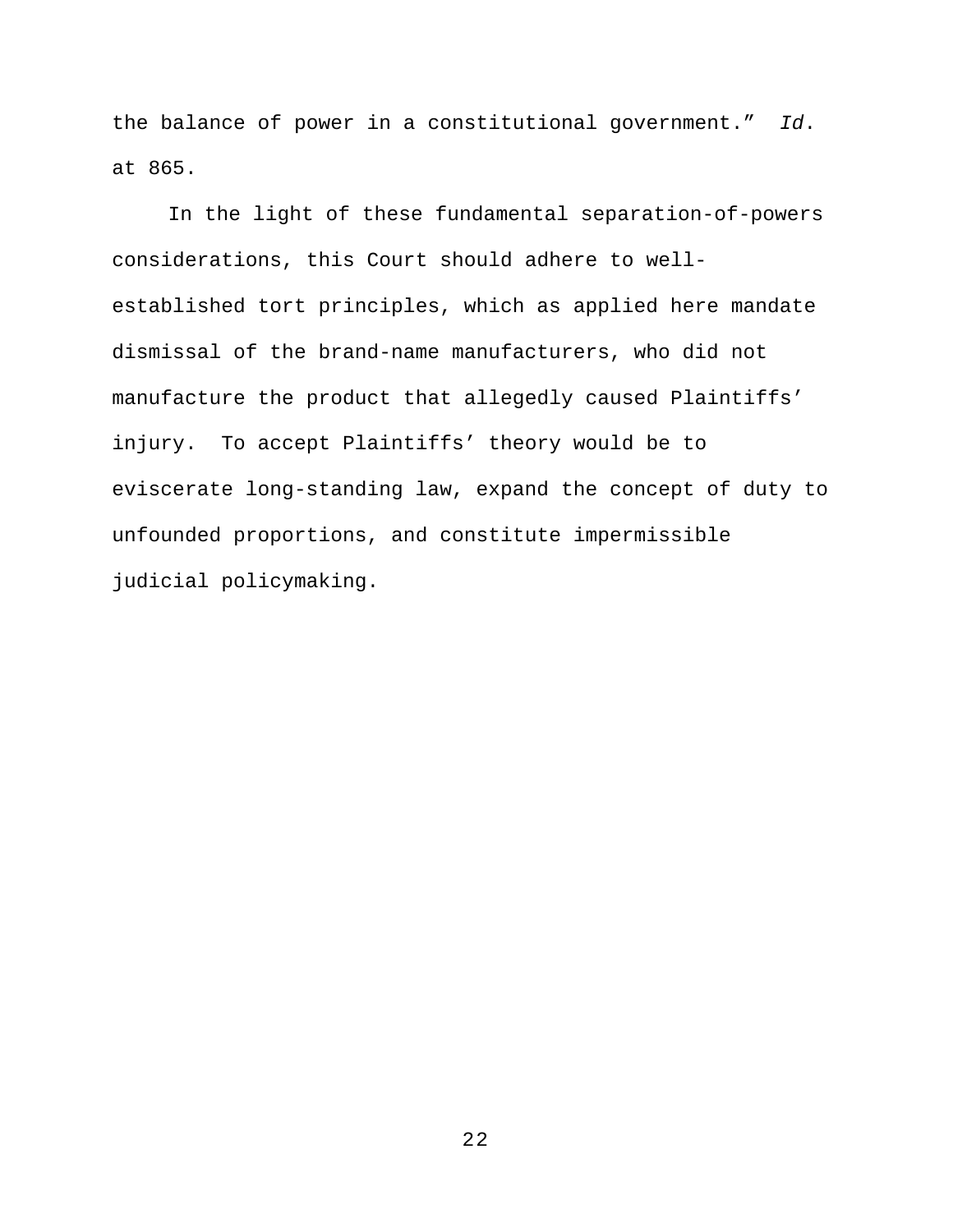the balance of power in a constitutional government." *Id*. at 865.

In the light of these fundamental separation-of-powers considerations, this Court should adhere to well-established tort principles, which as applied here mandate dismissal of the brand-name manufacturers, who did not manufacture the product that allegedly caused Plaintiffs' injury. To accept Plaintiffs' theory would be to eviscerate long-standing law, expand the concept of duty to unfounded proportions, and constitute impermissible judicial policymaking.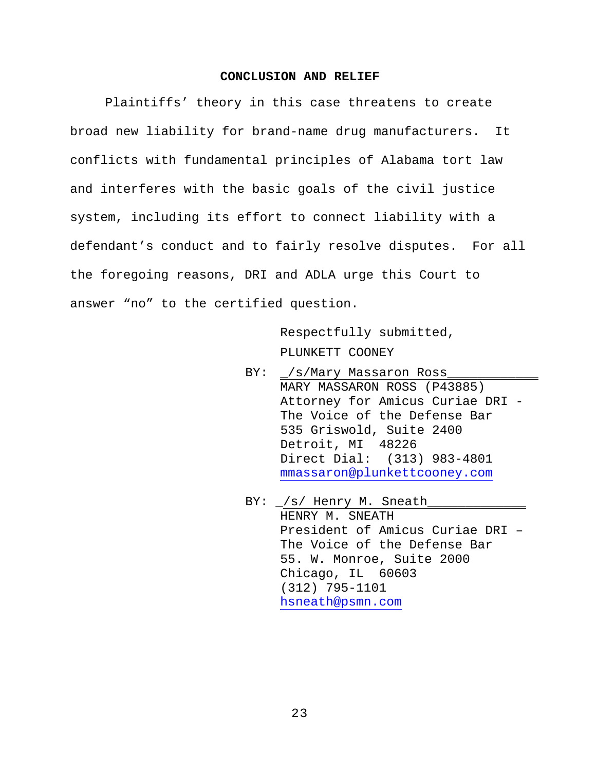## CONCLUSION AND RELIEF

Plaintiffs' theory in this case threatens to create broad new liability for brand-name drug manufacturers. It conflicts with fundamental principles of Alabama tort law and interferes with the basic goals of the civil justice system, including its effort to connect liability with a defendant's conduct and to fairly resolve disputes. For all the foregoing reasons, DRI and ADLA urge this Court to answer "no" to the certified question.

Respectfully submitted,

PLUNKETT COONEY

BY: _/s/Mary Massaron Ross___________
MARY MASSARON ROSS (P43885)
Attorney for Amicus Curiae DRI - The Voice of the Defense Bar
535 Griswold, Suite 2400
Detroit, MI 48226
Direct Dial: (313) 983-4801
mmassaron@plunkettcooney.com

BY: _/s/ Henry M. Sneath____________
HENRY M. SNEATH
President of Amicus Curiae DRI – The Voice of the Defense Bar
55. W. Monroe, Suite 2000
Chicago, IL 60603
(312) 795-1101
hsneath@psmn.com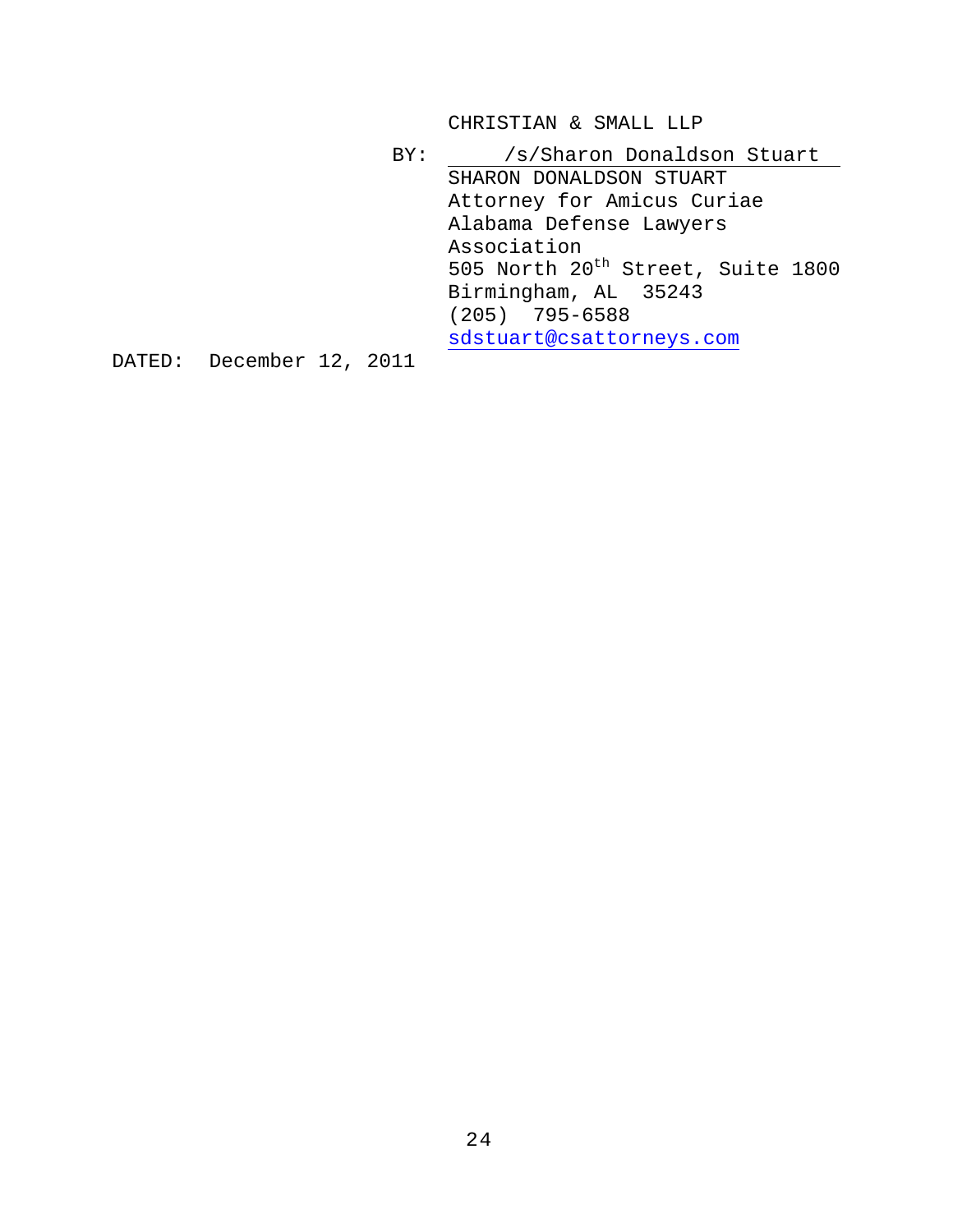CHRISTIAN & SMALL LLP

BY: /s/Sharon Donaldson Stuart
SHARON DONALDSON STUART
Attorney for Amicus Curiae
Alabama Defense Lawyers Association
505 North 20th Street, Suite 1800
Birmingham, AL 35243
(205) 795-6588
sdstuart@csattorneys.com

DATED: December 12, 2011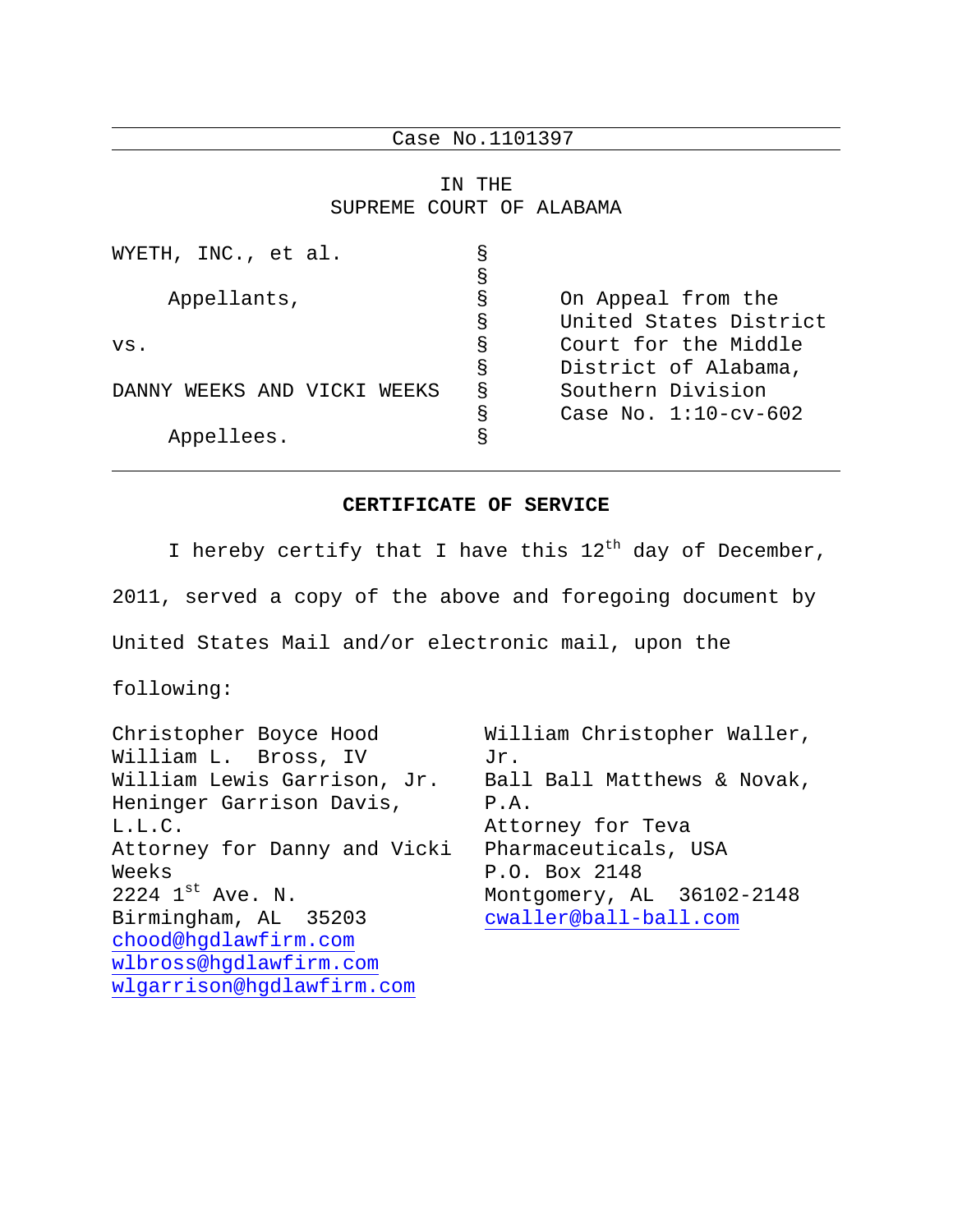Case No.1101397

IN THE
SUPREME COURT OF ALABAMA

| | | |
|---|---|---|
| WYETH, INC., et al. | § | |
| | § | |
| Appellants, | § | On Appeal from the |
| | § | United States District |
| vs. | § | Court for the Middle |
| | § | District of Alabama, |
| DANNY WEEKS AND VICKI WEEKS | § | Southern Division |
| | § | Case No. 1:10-cv-602 |
| Appellees. | § | |

## CERTIFICATE OF SERVICE

I hereby certify that I have this 12th day of December, 2011, served a copy of the above and foregoing document by United States Mail and/or electronic mail, upon the following:

Christopher Boyce Hood
William L. Bross, IV
William Lewis Garrison, Jr.
Heninger Garrison Davis, L.L.C.
Attorney for Danny and Vicki Weeks
2224 1st Ave. N.
Birmingham, AL 35203
chood@hgdlawfirm.com
wlbross@hgdlawfirm.com
wlgarrison@hgdlawfirm.com

William Christopher Waller, Jr.
Ball Ball Matthews & Novak, P.A.
Attorney for Teva Pharmaceuticals, USA
P.O. Box 2148
Montgomery, AL 36102-2148
cwaller@ball-ball.com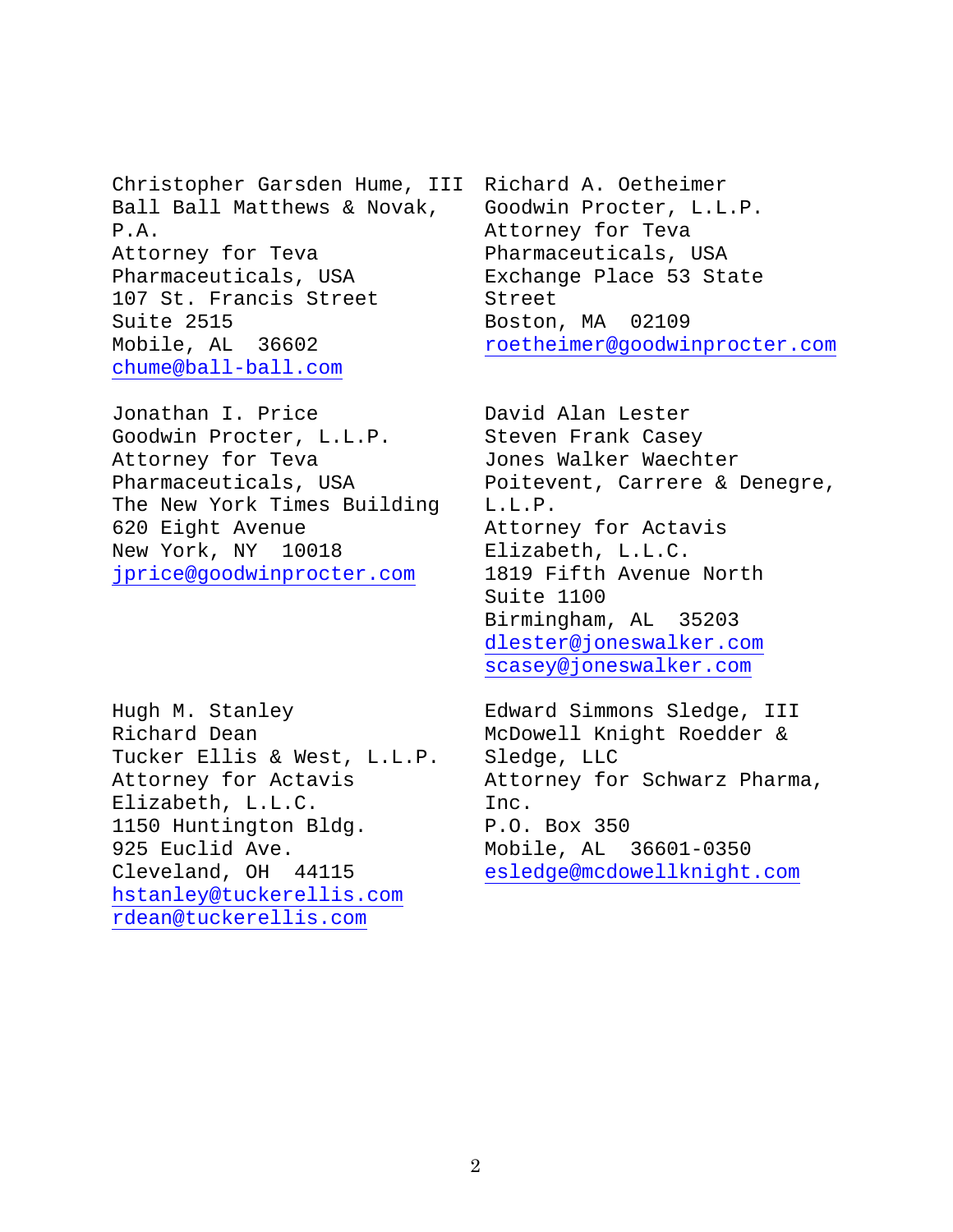Christopher Garsden Hume, III
Ball Ball Matthews & Novak, P.A.
Attorney for Teva Pharmaceuticals, USA
107 St. Francis Street
Suite 2515
Mobile, AL 36602
chume@ball-ball.com

Richard A. Oetheimer
Goodwin Procter, L.L.P.
Attorney for Teva Pharmaceuticals, USA
Exchange Place 53 State Street
Boston, MA 02109
roetheimer@goodwinprocter.com

Jonathan I. Price
Goodwin Procter, L.L.P.
Attorney for Teva Pharmaceuticals, USA
The New York Times Building
620 Eight Avenue
New York, NY 10018
jprice@goodwinprocter.com

David Alan Lester
Steven Frank Casey
Jones Walker Waechter Poitevent, Carrere & Denegre, L.L.P.
Attorney for Actavis Elizabeth, L.L.C.
1819 Fifth Avenue North
Suite 1100
Birmingham, AL 35203
dlester@joneswalker.com
scasey@joneswalker.com

Hugh M. Stanley
Richard Dean
Tucker Ellis & West, L.L.P.
Attorney for Actavis Elizabeth, L.L.C.
1150 Huntington Bldg.
925 Euclid Ave.
Cleveland, OH 44115
hstanley@tuckerellis.com
rdean@tuckerellis.com

Edward Simmons Sledge, III
McDowell Knight Roedder & Sledge, LLC
Attorney for Schwarz Pharma, Inc.
P.O. Box 350
Mobile, AL 36601-0350
esledge@mcdowellknight.com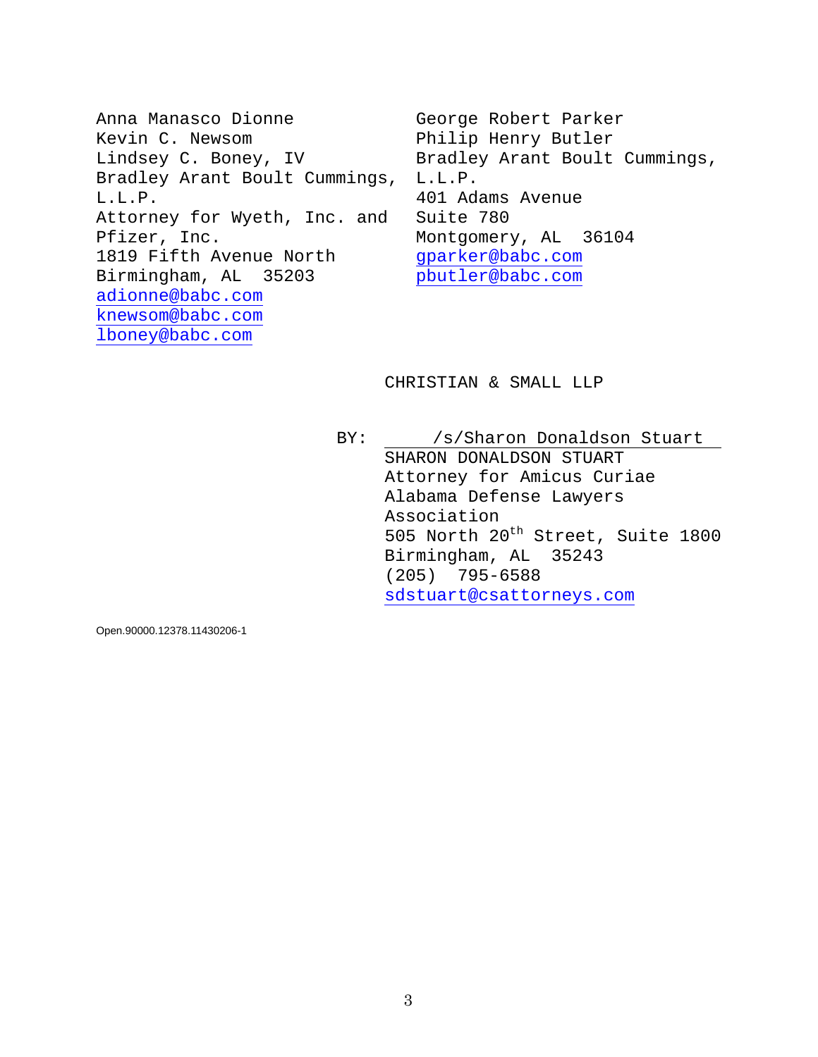Anna Manasco Dionne
Kevin C. Newsom
Lindsey C. Boney, IV
Bradley Arant Boult Cummings, L.L.P.
Attorney for Wyeth, Inc. and Pfizer, Inc.
1819 Fifth Avenue North
Birmingham, AL 35203
adionne@babc.com
knewsom@babc.com
lboney@babc.com

George Robert Parker
Philip Henry Butler
Bradley Arant Boult Cummings, L.L.P.
401 Adams Avenue
Suite 780
Montgomery, AL 36104
gparker@babc.com
pbutler@babc.com

CHRISTIAN & SMALL LLP

BY: /s/Sharon Donaldson Stuart
SHARON DONALDSON STUART
Attorney for Amicus Curiae
Alabama Defense Lawyers Association
505 North 20th Street, Suite 1800
Birmingham, AL 35243
(205) 795-6588
sdstuart@csattorneys.com

Open.90000.12378.11430206-1